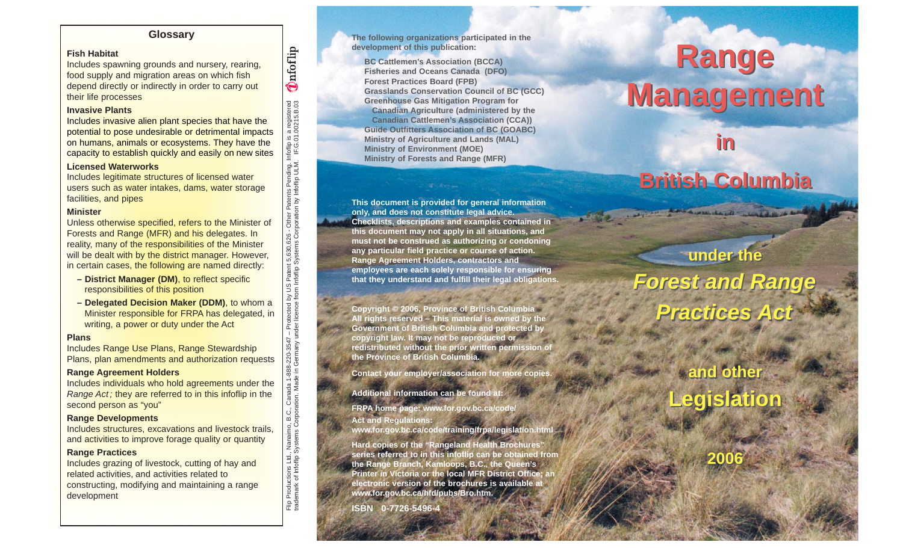## Glossary

**Fish Habitat**
Includes spawning grounds and nursery, rearing, food supply and migration areas on which fish depend directly or indirectly in order to carry out their life processes

**Invasive Plants**
Includes invasive alien plant species that have the potential to pose undesirable or detrimental impacts on humans, animals or ecosystems. They have the capacity to establish quickly and easily on new sites

**Licensed Waterworks**
Includes legitimate structures of licensed water users such as water intakes, dams, water storage facilities, and pipes

**Minister**
Unless otherwise specified, refers to the Minister of Forests and Range (MFR) and his delegates. In reality, many of the responsibilities of the Minister will be dealt with by the district manager. However, in certain cases, the following are named directly:

- **District Manager (DM)**, to reflect specific responsibilities of this position
- **Delegated Decision Maker (DDM)**, to whom a Minister responsible for FRPA has delegated, in writing, a power or duty under the Act

**Plans**
Includes Range Use Plans, Range Stewardship Plans, plan amendments and authorization requests

**Range Agreement Holders**
Includes individuals who hold agreements under the *Range Act;* they are referred to in this infoflip in the second person as "you"

**Range Developments**
Includes structures, excavations and livestock trails, and activities to improve forage quality or quantity

**Range Practices**
Includes grazing of livestock, cutting of hay and related activities, and activities related to constructing, modifying and maintaining a range development

Flip Productions Ltd., Nanaimo, B.C., Canada 1-888-220-3547 – Protected by US Patent 5,630,626 - Other Patents Pending. Infoflip is a registered trademark of Infoflip Systems Corporation. Made in Germany under licence from Infoflip Systems Corporation by Infoflip ULM. IF-G.01.00215.B.03

**The following organizations participated in the development of this publication:**

- BC Cattlemen's Association (BCCA)
- Fisheries and Oceans Canada (DFO)
- Forest Practices Board (FPB)
- Grasslands Conservation Council of BC (GCC)
- Greenhouse Gas Mitigation Program for Canadian Agriculture (administered by the Canadian Cattlemen's Association (CCA))
- Guide Outfitters Association of BC (GOABC)
- Ministry of Agriculture and Lands (MAL)
- Ministry of Environment (MOE)
- Ministry of Forests and Range (MFR)

**This document is provided for general information only, and does not constitute legal advice. Checklists, descriptions and examples contained in this document may not apply in all situations, and must not be construed as authorizing or condoning any particular field practice or course of action. Range Agreement Holders, contractors and employees are each solely responsible for ensuring that they understand and fulfill their legal obligations.**

**Copyright © 2006, Province of British Columbia**
**All rights reserved – This material is owned by the Government of British Columbia and protected by copyright law. It may not be reproduced or redistributed without the prior written permission of the Province of British Columbia.**

**Contact your employer/association for more copies.**

**Additional information can be found at:**

**FRPA home page: www.for.gov.bc.ca/code/**

**Act and Regulations:**
**www.for.gov.bc.ca/code/training/frpa/legislation.html**

**Hard copies of the "Rangeland Health Brochures" series referred to in this infoflip can be obtained from the Range Branch, Kamloops, B.C., the Queen's Printer in Victoria or the local MFR District Office; an electronic version of the brochures is available at www.for.gov.bc.ca/hfd/pubs/Bro.htm.**

**ISBN 0-7726-5496-4**

# Range Management in British Columbia

## under the *Forest and Range Practices Act*

## and other Legislation

**2006**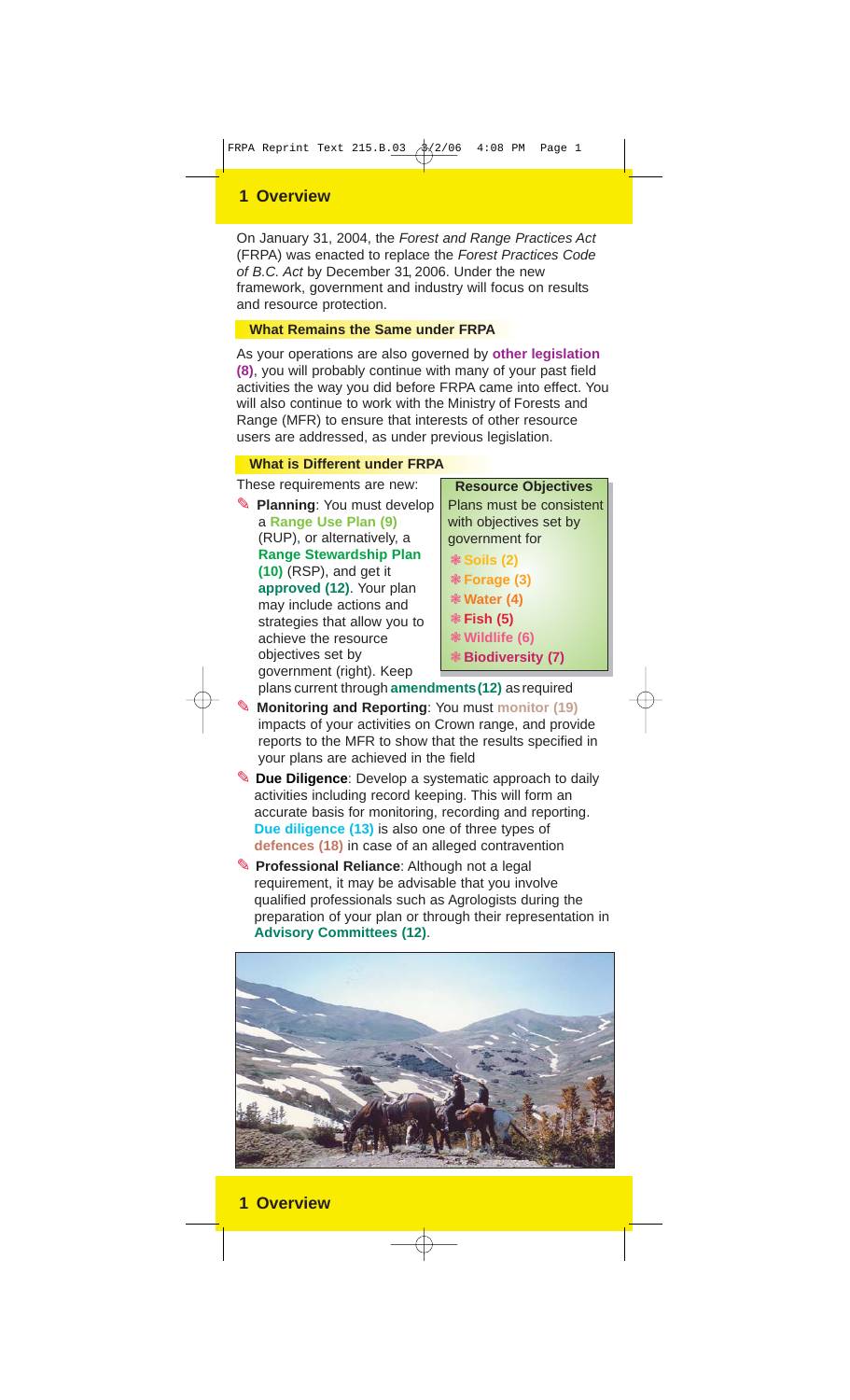# 1 Overview

On January 31, 2004, the *Forest and Range Practices Act* (FRPA) was enacted to replace the *Forest Practices Code of B.C. Act* by December 31, 2006. Under the new framework, government and industry will focus on results and resource protection.

## What Remains the Same under FRPA

As your operations are also governed by **other legislation (8)**, you will probably continue with many of your past field activities the way you did before FRPA came into effect. You will also continue to work with the Ministry of Forests and Range (MFR) to ensure that interests of other resource users are addressed, as under previous legislation.

## What is Different under FRPA

These requirements are new:

- **Planning**: You must develop a **Range Use Plan (9)** (RUP), or alternatively, a **Range Stewardship Plan (10)** (RSP), and get it **approved (12)**. Your plan may include actions and strategies that allow you to achieve the resource objectives set by government (right). Keep plans current through **amendments (12)** as required
- **Monitoring and Reporting**: You must **monitor (19)** impacts of your activities on Crown range, and provide reports to the MFR to show that the results specified in your plans are achieved in the field
- **Due Diligence**: Develop a systematic approach to daily activities including record keeping. This will form an accurate basis for monitoring, recording and reporting. **Due diligence (13)** is also one of three types of **defences (18)** in case of an alleged contravention
- **Professional Reliance**: Although not a legal requirement, it may be advisable that you involve qualified professionals such as Agrologists during the preparation of your plan or through their representation in **Advisory Committees (12)**.

**Resource Objectives**

Plans must be consistent with objectives set by government for

- **Soils (2)**
- **Forage (3)**
- **Water (4)**
- **Fish (5)**
- **Wildlife (6)**
- **Biodiversity (7)**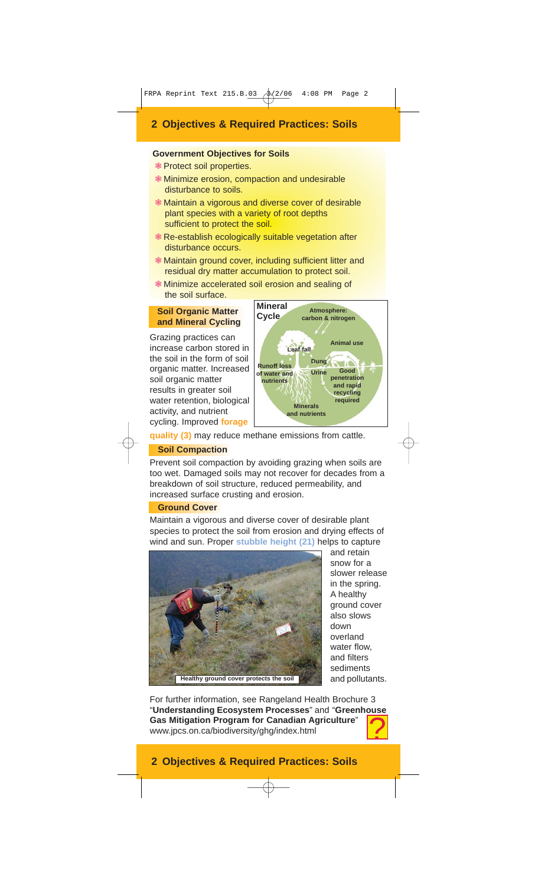## 2 Objectives & Required Practices: Soils

### Government Objectives for Soils

- Protect soil properties.
- Minimize erosion, compaction and undesirable disturbance to soils.
- Maintain a vigorous and diverse cover of desirable plant species with a variety of root depths sufficient to protect the soil.
- Re-establish ecologically suitable vegetation after disturbance occurs.
- Maintain ground cover, including sufficient litter and residual dry matter accumulation to protect soil.
- Minimize accelerated soil erosion and sealing of the soil surface.

### Soil Organic Matter and Mineral Cycling

Grazing practices can increase carbon stored in the soil in the form of soil organic matter. Increased soil organic matter results in greater soil water retention, biological activity, and nutrient cycling. Improved **forage quality (3)** may reduce methane emissions from cattle.

**Mineral Cycle**

Atmosphere: carbon & nitrogen
Animal use
Leaf fall
Dung
Urine
Runoff loss of water and nutrients
Good penetration and rapid recycling required
Minerals and nutrients

### Soil Compaction

Prevent soil compaction by avoiding grazing when soils are too wet. Damaged soils may not recover for decades from a breakdown of soil structure, reduced permeability, and increased surface crusting and erosion.

### Ground Cover

Maintain a vigorous and diverse cover of desirable plant species to protect the soil from erosion and drying effects of wind and sun. Proper **stubble height (21)** helps to capture and retain snow for a slower release in the spring. A healthy ground cover also slows down overland water flow, and filters sediments and pollutants.

Healthy ground cover protects the soil

For further information, see Rangeland Health Brochure 3 "**Understanding Ecosystem Processes**" and "**Greenhouse Gas Mitigation Program for Canadian Agriculture**" www.jpcs.on.ca/biodiversity/ghg/index.html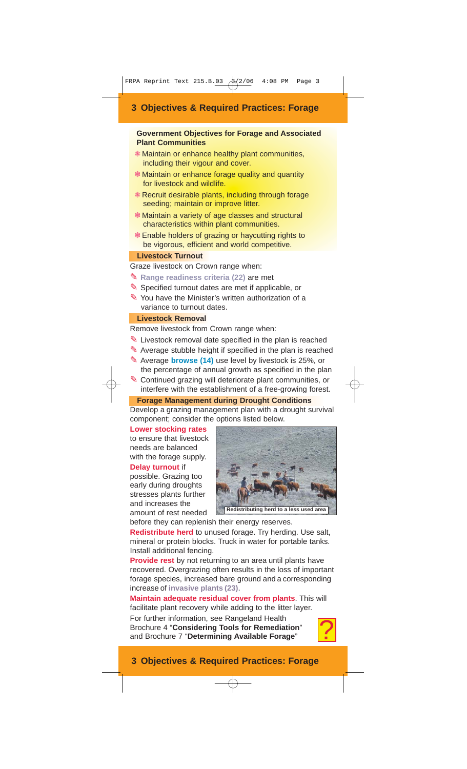# 3 Objectives & Required Practices: Forage

### Government Objectives for Forage and Associated Plant Communities

- Maintain or enhance healthy plant communities, including their vigour and cover.
- Maintain or enhance forage quality and quantity for livestock and wildlife.
- Recruit desirable plants, including through forage seeding; maintain or improve litter.
- Maintain a variety of age classes and structural characteristics within plant communities.
- Enable holders of grazing or haycutting rights to be vigorous, efficient and world competitive.

### Livestock Turnout

Graze livestock on Crown range when:

- **Range readiness criteria (22)** are met
- Specified turnout dates are met if applicable, or
- You have the Minister's written authorization of a variance to turnout dates.

### Livestock Removal

Remove livestock from Crown range when:

- Livestock removal date specified in the plan is reached
- Average stubble height if specified in the plan is reached
- Average **browse (14)** use level by livestock is 25%, or the percentage of annual growth as specified in the plan
- Continued grazing will deteriorate plant communities, or interfere with the establishment of a free-growing forest.

### Forage Management during Drought Conditions

Develop a grazing management plan with a drought survival component; consider the options listed below.

**Lower stocking rates** to ensure that livestock needs are balanced with the forage supply.

**Delay turnout** if possible. Grazing too early during droughts stresses plants further and increases the amount of rest needed before they can replenish their energy reserves.

Redistributing herd to a less used area

**Redistribute herd** to unused forage. Try herding. Use salt, mineral or protein blocks. Truck in water for portable tanks. Install additional fencing.

**Provide rest** by not returning to an area until plants have recovered. Overgrazing often results in the loss of important forage species, increased bare ground and a corresponding increase of **invasive plants (23)**.

**Maintain adequate residual cover from plants**. This will facilitate plant recovery while adding to the litter layer.

For further information, see Rangeland Health Brochure 4 "**Considering Tools for Remediation**" and Brochure 7 "**Determining Available Forage**"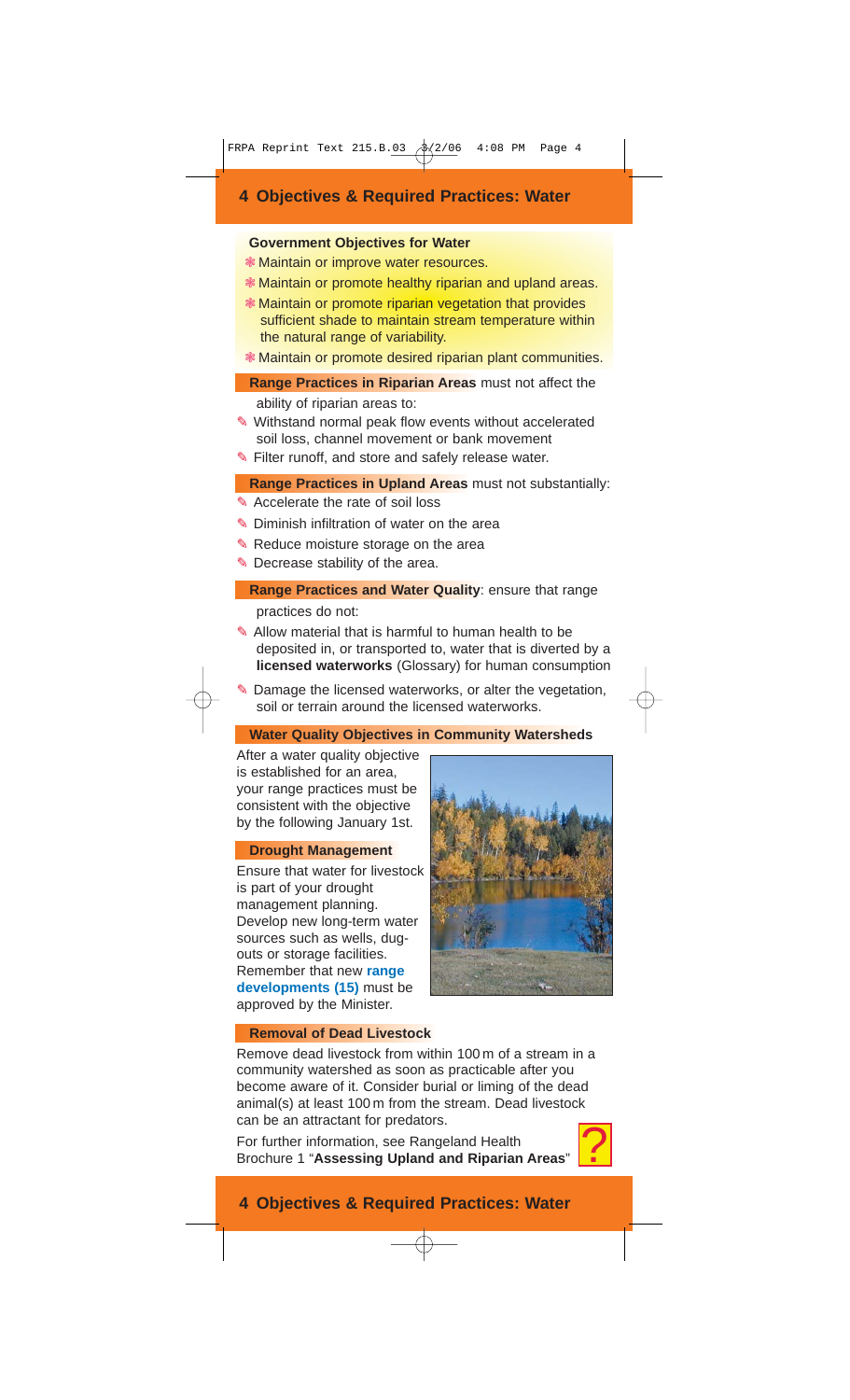# 4 Objectives & Required Practices: Water

**Government Objectives for Water**

- Maintain or improve water resources.
- Maintain or promote healthy riparian and upland areas.
- Maintain or promote riparian vegetation that provides sufficient shade to maintain stream temperature within the natural range of variability.
- Maintain or promote desired riparian plant communities.

**Range Practices in Riparian Areas** must not affect the ability of riparian areas to:

- Withstand normal peak flow events without accelerated soil loss, channel movement or bank movement
- Filter runoff, and store and safely release water.

**Range Practices in Upland Areas** must not substantially:

- Accelerate the rate of soil loss
- Diminish infiltration of water on the area
- Reduce moisture storage on the area
- Decrease stability of the area.

**Range Practices and Water Quality**: ensure that range practices do not:

- Allow material that is harmful to human health to be deposited in, or transported to, water that is diverted by a **licensed waterworks** (Glossary) for human consumption
- Damage the licensed waterworks, or alter the vegetation, soil or terrain around the licensed waterworks.

**Water Quality Objectives in Community Watersheds**

After a water quality objective is established for an area, your range practices must be consistent with the objective by the following January 1st.

**Drought Management**

Ensure that water for livestock is part of your drought management planning. Develop new long-term water sources such as wells, dug-outs or storage facilities. Remember that new **range developments (15)** must be approved by the Minister.

**Removal of Dead Livestock**

Remove dead livestock from within 100 m of a stream in a community watershed as soon as practicable after you become aware of it. Consider burial or liming of the dead animal(s) at least 100 m from the stream. Dead livestock can be an attractant for predators.

For further information, see Rangeland Health Brochure 1 "**Assessing Upland and Riparian Areas**"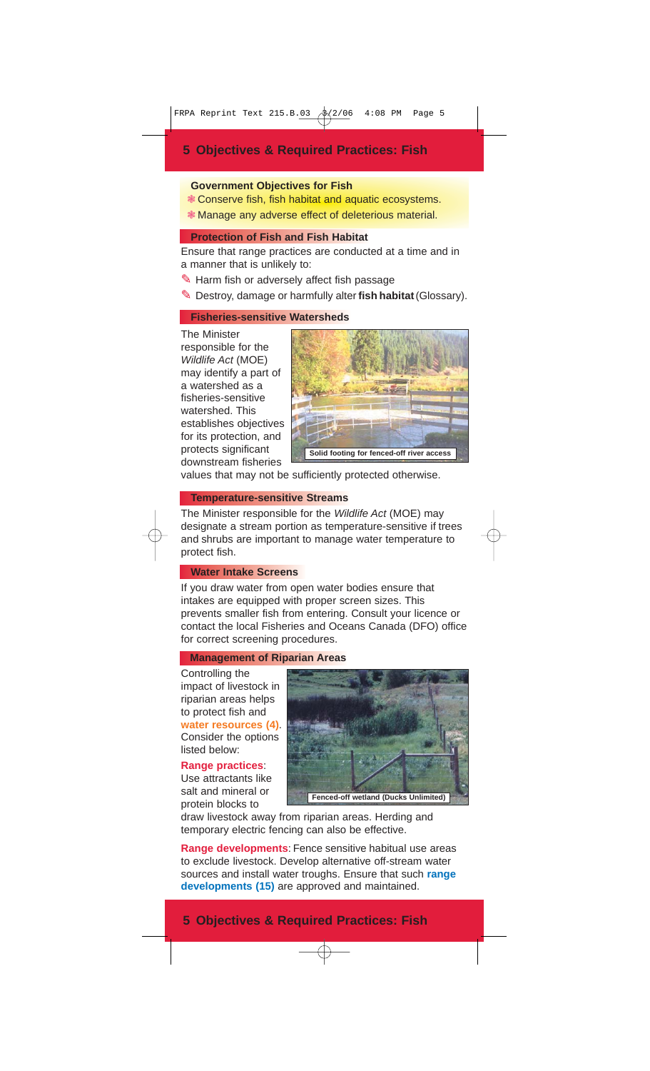# 5 Objectives & Required Practices: Fish

**Government Objectives for Fish**

- Conserve fish, fish habitat and aquatic ecosystems.
- Manage any adverse effect of deleterious material.

### Protection of Fish and Fish Habitat

Ensure that range practices are conducted at a time and in a manner that is unlikely to:

- Harm fish or adversely affect fish passage
- Destroy, damage or harmfully alter **fish habitat** (Glossary).

### Fisheries-sensitive Watersheds

The Minister responsible for the *Wildlife Act* (MOE) may identify a part of a watershed as a fisheries-sensitive watershed. This establishes objectives for its protection, and protects significant downstream fisheries values that may not be sufficiently protected otherwise.

Solid footing for fenced-off river access

### Temperature-sensitive Streams

The Minister responsible for the *Wildlife Act* (MOE) may designate a stream portion as temperature-sensitive if trees and shrubs are important to manage water temperature to protect fish.

### Water Intake Screens

If you draw water from open water bodies ensure that intakes are equipped with proper screen sizes. This prevents smaller fish from entering. Consult your licence or contact the local Fisheries and Oceans Canada (DFO) office for correct screening procedures.

### Management of Riparian Areas

Controlling the impact of livestock in riparian areas helps to protect fish and **water resources (4)**. Consider the options listed below:

**Range practices**: Use attractants like salt and mineral or protein blocks to draw livestock away from riparian areas. Herding and temporary electric fencing can also be effective.

Fenced-off wetland (Ducks Unlimited)

**Range developments**: Fence sensitive habitual use areas to exclude livestock. Develop alternative off-stream water sources and install water troughs. Ensure that such **range developments (15)** are approved and maintained.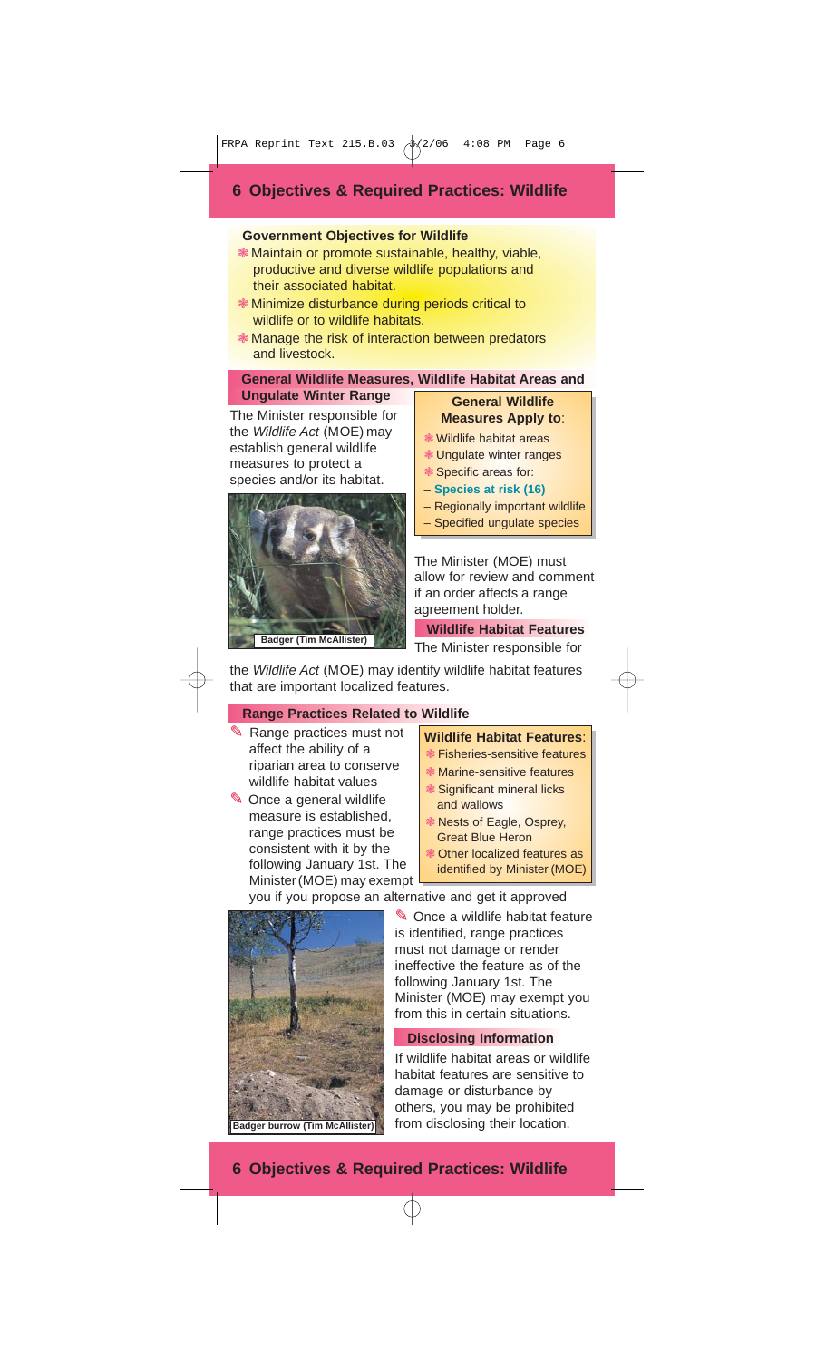# 6 Objectives & Required Practices: Wildlife

### Government Objectives for Wildlife

- Maintain or promote sustainable, healthy, viable, productive and diverse wildlife populations and their associated habitat.
- Minimize disturbance during periods critical to wildlife or to wildlife habitats.
- Manage the risk of interaction between predators and livestock.

### General Wildlife Measures, Wildlife Habitat Areas and Ungulate Winter Range

The Minister responsible for the *Wildlife Act* (MOE) may establish general wildlife measures to protect a species and/or its habitat.

Badger (Tim McAllister)

**General Wildlife Measures Apply to:**

- Wildlife habitat areas
- Ungulate winter ranges
- Specific areas for:
  - **Species at risk (16)**
  - Regionally important wildlife
  - Specified ungulate species

The Minister (MOE) must allow for review and comment if an order affects a range agreement holder.

### Wildlife Habitat Features

The Minister responsible for the *Wildlife Act* (MOE) may identify wildlife habitat features that are important localized features.

### Range Practices Related to Wildlife

- Range practices must not affect the ability of a riparian area to conserve wildlife habitat values
- Once a general wildlife measure is established, range practices must be consistent with it by the following January 1st. The Minister (MOE) may exempt you if you propose an alternative and get it approved
- Once a wildlife habitat feature is identified, range practices must not damage or render ineffective the feature as of the following January 1st. The Minister (MOE) may exempt you from this in certain situations.

**Wildlife Habitat Features:**

- Fisheries-sensitive features
- Marine-sensitive features
- Significant mineral licks and wallows
- Nests of Eagle, Osprey, Great Blue Heron
- Other localized features as identified by Minister (MOE)

Badger burrow (Tim McAllister)

### Disclosing Information

If wildlife habitat areas or wildlife habitat features are sensitive to damage or disturbance by others, you may be prohibited from disclosing their location.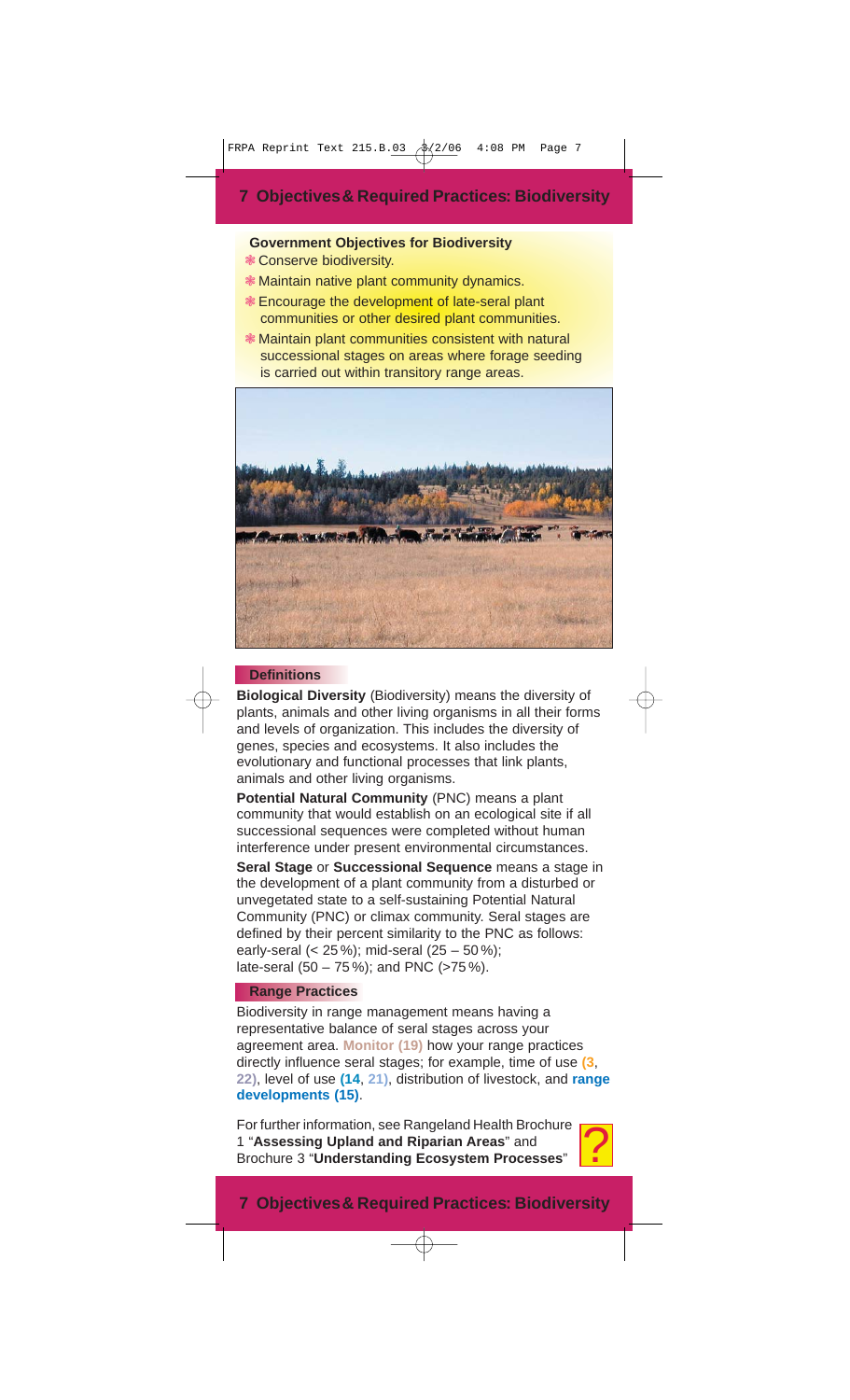# 7 Objectives & Required Practices: Biodiversity

**Government Objectives for Biodiversity**

- Conserve biodiversity.
- Maintain native plant community dynamics.
- Encourage the development of late-seral plant communities or other desired plant communities.
- Maintain plant communities consistent with natural successional stages on areas where forage seeding is carried out within transitory range areas.

## Definitions

**Biological Diversity** (Biodiversity) means the diversity of plants, animals and other living organisms in all their forms and levels of organization. This includes the diversity of genes, species and ecosystems. It also includes the evolutionary and functional processes that link plants, animals and other living organisms.

**Potential Natural Community** (PNC) means a plant community that would establish on an ecological site if all successional sequences were completed without human interference under present environmental circumstances.

**Seral Stage** or **Successional Sequence** means a stage in the development of a plant community from a disturbed or unvegetated state to a self-sustaining Potential Natural Community (PNC) or climax community. Seral stages are defined by their percent similarity to the PNC as follows: early-seral (< 25 %); mid-seral (25 – 50 %); late-seral (50 – 75 %); and PNC (>75 %).

## Range Practices

Biodiversity in range management means having a representative balance of seral stages across your agreement area. **Monitor (19)** how your range practices directly influence seral stages; for example, time of use **(3, 22)**, level of use **(14, 21)**, distribution of livestock, and **range developments (15)**.

For further information, see Rangeland Health Brochure 1 "**Assessing Upland and Riparian Areas**" and Brochure 3 "**Understanding Ecosystem Processes**"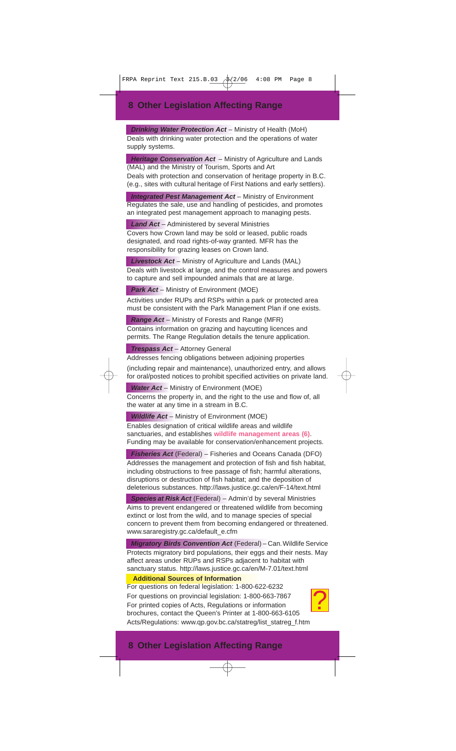## 8 Other Legislation Affecting Range

***Drinking Water Protection Act*** – Ministry of Health (MoH)
Deals with drinking water protection and the operations of water supply systems.

***Heritage Conservation Act*** – Ministry of Agriculture and Lands (MAL) and the Ministry of Tourism, Sports and Art
Deals with protection and conservation of heritage property in B.C. (e.g., sites with cultural heritage of First Nations and early settlers).

***Integrated Pest Management Act*** – Ministry of Environment
Regulates the sale, use and handling of pesticides, and promotes an integrated pest management approach to managing pests.

***Land Act*** – Administered by several Ministries
Covers how Crown land may be sold or leased, public roads designated, and road rights-of-way granted. MFR has the responsibility for grazing leases on Crown land.

***Livestock Act*** – Ministry of Agriculture and Lands (MAL)
Deals with livestock at large, and the control measures and powers to capture and sell impounded animals that are at large.

***Park Act*** – Ministry of Environment (MOE)
Activities under RUPs and RSPs within a park or protected area must be consistent with the Park Management Plan if one exists.

***Range Act*** – Ministry of Forests and Range (MFR)
Contains information on grazing and haycutting licences and permits. The Range Regulation details the tenure application.

***Trespass Act*** – Attorney General
Addresses fencing obligations between adjoining properties (including repair and maintenance), unauthorized entry, and allows for oral/posted notices to prohibit specified activities on private land.

***Water Act*** – Ministry of Environment (MOE)
Concerns the property in, and the right to the use and flow of, all the water at any time in a stream in B.C.

***Wildlife Act*** – Ministry of Environment (MOE)
Enables designation of critical wildlife areas and wildlife sanctuaries, and establishes **wildlife management areas (6)**. Funding may be available for conservation/enhancement projects.

***Fisheries Act*** (Federal) – Fisheries and Oceans Canada (DFO)
Addresses the management and protection of fish and fish habitat, including obstructions to free passage of fish; harmful alterations, disruptions or destruction of fish habitat; and the deposition of deleterious substances. http://laws.justice.gc.ca/en/F-14/text.html

***Species at Risk Act*** (Federal) – Admin'd by several Ministries
Aims to prevent endangered or threatened wildlife from becoming extinct or lost from the wild, and to manage species of special concern to prevent them from becoming endangered or threatened. www.sararegistry.gc.ca/default_e.cfm

***Migratory Birds Convention Act*** (Federal) – Can. Wildlife Service
Protects migratory bird populations, their eggs and their nests. May affect areas under RUPs and RSPs adjacent to habitat with sanctuary status. http://laws.justice.gc.ca/en/M-7.01/text.html

**Additional Sources of Information**

For questions on federal legislation: 1-800-622-6232
For questions on provincial legislation: 1-800-663-7867
For printed copies of Acts, Regulations or information brochures, contact the Queen's Printer at 1-800-663-6105
Acts/Regulations: www.qp.gov.bc.ca/statreg/list_statreg_f.htm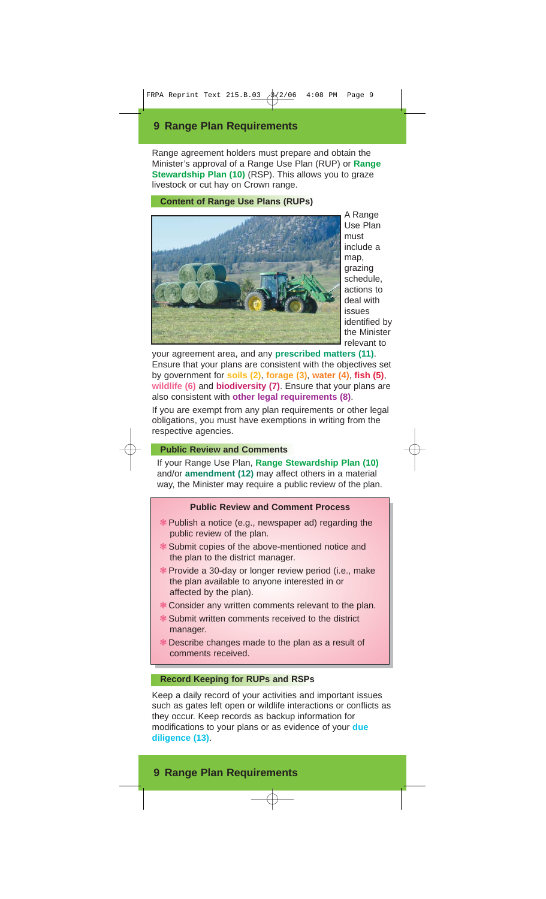# 9 Range Plan Requirements

Range agreement holders must prepare and obtain the Minister's approval of a Range Use Plan (RUP) or **Range Stewardship Plan (10)** (RSP). This allows you to graze livestock or cut hay on Crown range.

## Content of Range Use Plans (RUPs)

A Range Use Plan must include a map, grazing schedule, actions to deal with issues identified by the Minister relevant to your agreement area, and any **prescribed matters (11)**. Ensure that your plans are consistent with the objectives set by government for **soils (2)**, **forage (3)**, **water (4)**, **fish (5)**, **wildlife (6)** and **biodiversity (7)**. Ensure that your plans are also consistent with **other legal requirements (8)**.

If you are exempt from any plan requirements or other legal obligations, you must have exemptions in writing from the respective agencies.

## Public Review and Comments

If your Range Use Plan, **Range Stewardship Plan (10)** and/or **amendment (12)** may affect others in a material way, the Minister may require a public review of the plan.

### Public Review and Comment Process

- Publish a notice (e.g., newspaper ad) regarding the public review of the plan.
- Submit copies of the above-mentioned notice and the plan to the district manager.
- Provide a 30-day or longer review period (i.e., make the plan available to anyone interested in or affected by the plan).
- Consider any written comments relevant to the plan.
- Submit written comments received to the district manager.
- Describe changes made to the plan as a result of comments received.

## Record Keeping for RUPs and RSPs

Keep a daily record of your activities and important issues such as gates left open or wildlife interactions or conflicts as they occur. Keep records as backup information for modifications to your plans or as evidence of your **due diligence (13)**.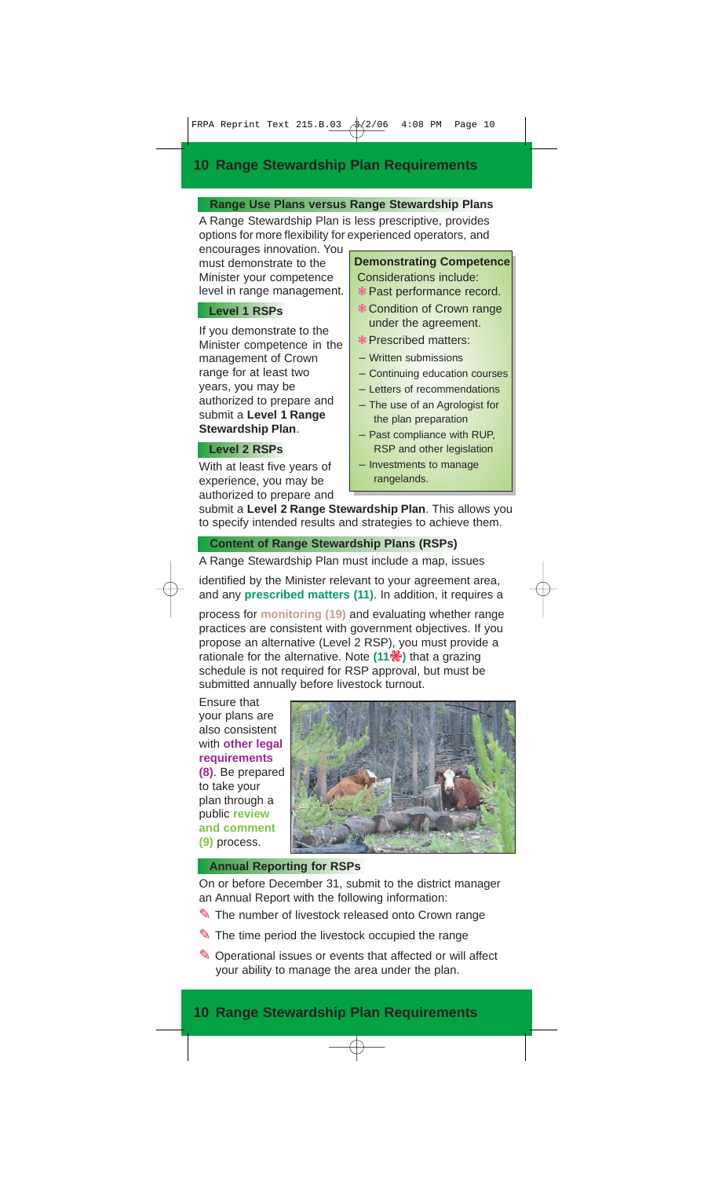# 10 Range Stewardship Plan Requirements

## Range Use Plans versus Range Stewardship Plans

A Range Stewardship Plan is less prescriptive, provides options for more flexibility for experienced operators, and encourages innovation. You must demonstrate to the Minister your competence level in range management.

### Level 1 RSPs

If you demonstrate to the Minister competence in the management of Crown range for at least two years, you may be authorized to prepare and submit a **Level 1 Range Stewardship Plan**.

### Level 2 RSPs

With at least five years of experience, you may be authorized to prepare and submit a **Level 2 Range Stewardship Plan**. This allows you to specify intended results and strategies to achieve them.

> **Demonstrating Competence**
>
> Considerations include:
>
> - Past performance record.
> - Condition of Crown range under the agreement.
> - Prescribed matters:
>   - Written submissions
>   - Continuing education courses
>   - Letters of recommendations
>   - The use of an Agrologist for the plan preparation
>   - Past compliance with RUP, RSP and other legislation
>   - Investments to manage rangelands.

## Content of Range Stewardship Plans (RSPs)

A Range Stewardship Plan must include a map, issues identified by the Minister relevant to your agreement area, and any **prescribed matters (11)**. In addition, it requires a process for **monitoring (19)** and evaluating whether range practices are consistent with government objectives. If you propose an alternative (Level 2 RSP), you must provide a rationale for the alternative. Note **(11❋)** that a grazing schedule is not required for RSP approval, but must be submitted annually before livestock turnout.

Ensure that your plans are also consistent with **other legal requirements (8)**. Be prepared to take your plan through a public **review and comment (9)** process.

## Annual Reporting for RSPs

On or before December 31, submit to the district manager an Annual Report with the following information:

- The number of livestock released onto Crown range
- The time period the livestock occupied the range
- Operational issues or events that affected or will affect your ability to manage the area under the plan.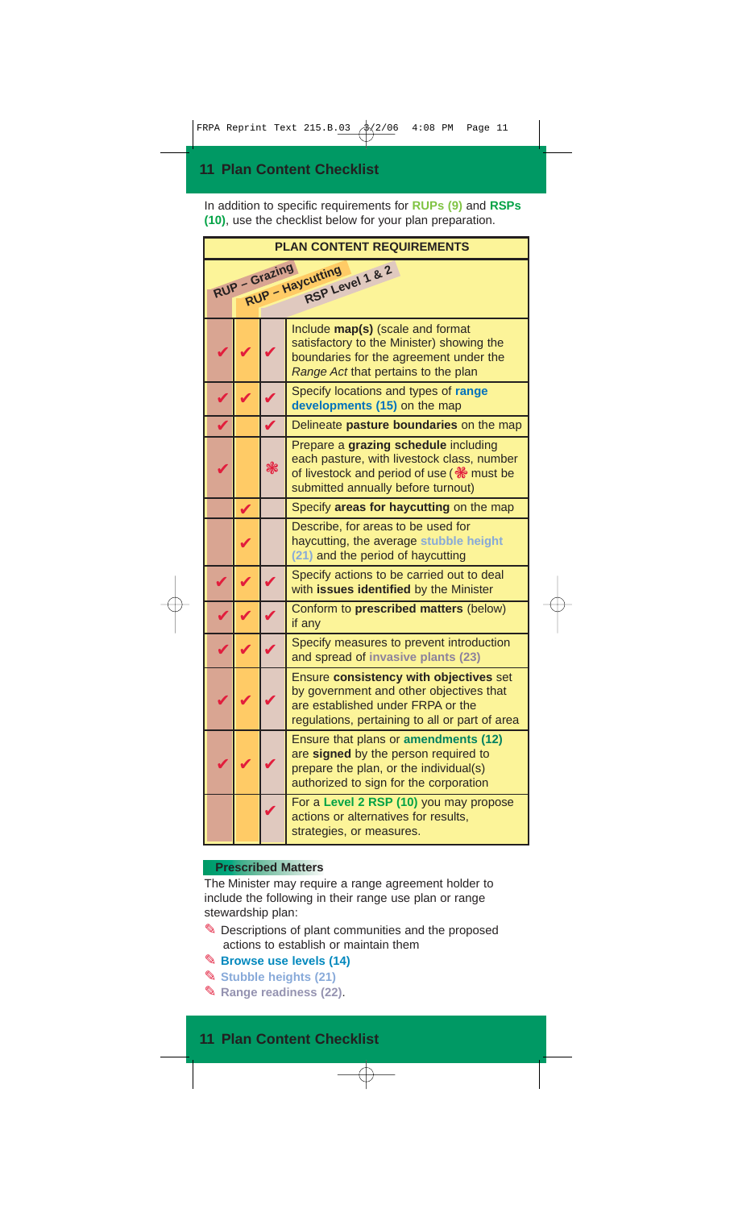## 11 Plan Content Checklist

In addition to specific requirements for **RUPs (9)** and **RSPs (10)**, use the checklist below for your plan preparation.

| RUP – Grazing | RUP – Haycutting | RSP Level 1 & 2 | PLAN CONTENT REQUIREMENTS |
|---|---|---|---|
| ✔ | ✔ | ✔ | Include **map(s)** (scale and format satisfactory to the Minister) showing the boundaries for the agreement under the *Range Act* that pertains to the plan |
| ✔ | ✔ | ✔ | Specify locations and types of **range developments (15)** on the map |
| ✔ | | ✔ | Delineate **pasture boundaries** on the map |
| ✔ | | ❋ | Prepare a **grazing schedule** including each pasture, with livestock class, number of livestock and period of use (❋ must be submitted annually before turnout) |
| | ✔ | | Specify **areas for haycutting** on the map |
| | ✔ | | Describe, for areas to be used for haycutting, the average **stubble height (21)** and the period of haycutting |
| ✔ | ✔ | ✔ | Specify actions to be carried out to deal with **issues identified** by the Minister |
| ✔ | ✔ | ✔ | Conform to **prescribed matters** (below) if any |
| ✔ | ✔ | ✔ | Specify measures to prevent introduction and spread of **invasive plants (23)** |
| ✔ | ✔ | ✔ | Ensure **consistency with objectives** set by government and other objectives that are established under FRPA or the regulations, pertaining to all or part of area |
| ✔ | ✔ | ✔ | Ensure that plans or **amendments (12)** are **signed** by the person required to prepare the plan, or the individual(s) authorized to sign for the corporation |
| | | ✔ | For a **Level 2 RSP (10)** you may propose actions or alternatives for results, strategies, or measures. |

### Prescribed Matters

The Minister may require a range agreement holder to include the following in their range use plan or range stewardship plan:

- Descriptions of plant communities and the proposed actions to establish or maintain them
- **Browse use levels (14)**
- **Stubble heights (21)**
- **Range readiness (22)**.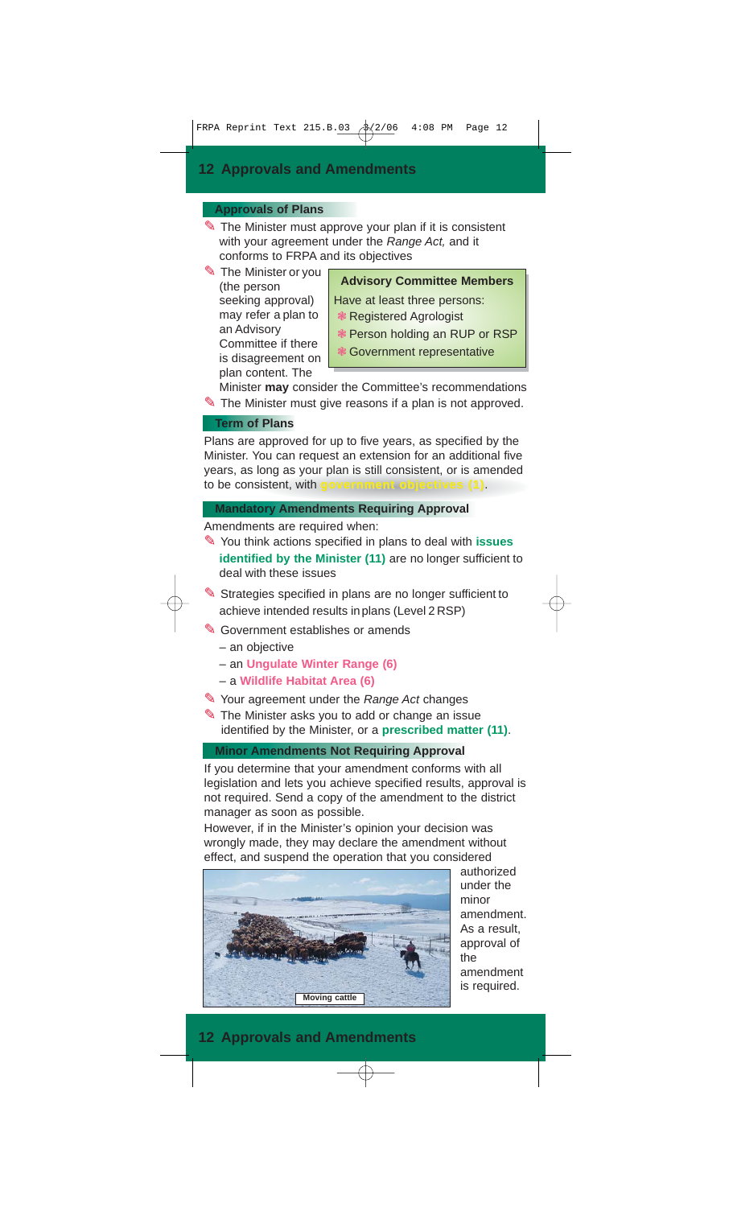# 12 Approvals and Amendments

## Approvals of Plans

- The Minister must approve your plan if it is consistent with your agreement under the *Range Act,* and it conforms to FRPA and its objectives
- The Minister or you (the person seeking approval) may refer a plan to an Advisory Committee if there is disagreement on plan content. The Minister **may** consider the Committee's recommendations
- The Minister must give reasons if a plan is not approved.

**Advisory Committee Members**

Have at least three persons:

- Registered Agrologist
- Person holding an RUP or RSP
- Government representative

## Term of Plans

Plans are approved for up to five years, as specified by the Minister. You can request an extension for an additional five years, as long as your plan is still consistent, or is amended to be consistent, with **government objectives (1)**.

## Mandatory Amendments Requiring Approval

Amendments are required when:

- You think actions specified in plans to deal with **issues identified by the Minister (11)** are no longer sufficient to deal with these issues
- Strategies specified in plans are no longer sufficient to achieve intended results in plans (Level 2 RSP)
- Government establishes or amends
  - an objective
  - an **Ungulate Winter Range (6)**
  - a **Wildlife Habitat Area (6)**
- Your agreement under the *Range Act* changes
- The Minister asks you to add or change an issue identified by the Minister, or a **prescribed matter (11)**.

## Minor Amendments Not Requiring Approval

If you determine that your amendment conforms with all legislation and lets you achieve specified results, approval is not required. Send a copy of the amendment to the district manager as soon as possible.

However, if in the Minister's opinion your decision was wrongly made, they may declare the amendment without effect, and suspend the operation that you considered authorized under the minor amendment. As a result, approval of the amendment is required.

Moving cattle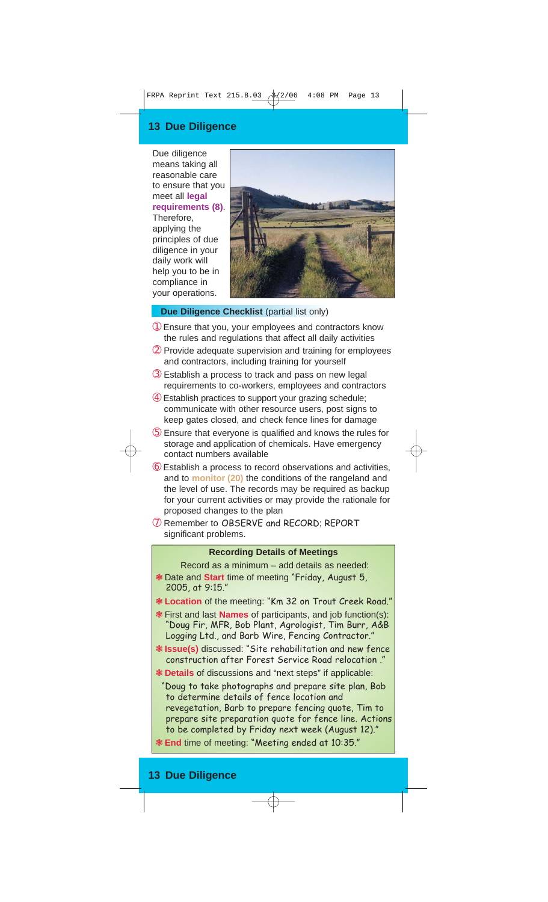# 13 Due Diligence

Due diligence means taking all reasonable care to ensure that you meet all **legal requirements (8)**. Therefore, applying the principles of due diligence in your daily work will help you to be in compliance in your operations.

**Due Diligence Checklist** (partial list only)

1. Ensure that you, your employees and contractors know the rules and regulations that affect all daily activities
2. Provide adequate supervision and training for employees and contractors, including training for yourself
3. Establish a process to track and pass on new legal requirements to co-workers, employees and contractors
4. Establish practices to support your grazing schedule; communicate with other resource users, post signs to keep gates closed, and check fence lines for damage
5. Ensure that everyone is qualified and knows the rules for storage and application of chemicals. Have emergency contact numbers available
6. Establish a process to record observations and activities, and to **monitor (20)** the conditions of the rangeland and the level of use. The records may be required as backup for your current activities or may provide the rationale for proposed changes to the plan
7. Remember to OBSERVE and RECORD; REPORT significant problems.

### Recording Details of Meetings

Record as a minimum – add details as needed:

- Date and **Start** time of meeting "Friday, August 5, 2005, at 9:15."
- **Location** of the meeting: "Km 32 on Trout Creek Road."
- First and last **Names** of participants, and job function(s): "Doug Fir, MFR, Bob Plant, Agrologist, Tim Burr, A&B Logging Ltd., and Barb Wire, Fencing Contractor."
- **Issue(s)** discussed: "Site rehabilitation and new fence construction after Forest Service Road relocation ."
- **Details** of discussions and "next steps" if applicable:

  "Doug to take photographs and prepare site plan, Bob to determine details of fence location and revegetation, Barb to prepare fencing quote, Tim to prepare site preparation quote for fence line. Actions to be completed by Friday next week (August 12)."
- **End** time of meeting: "Meeting ended at 10:35."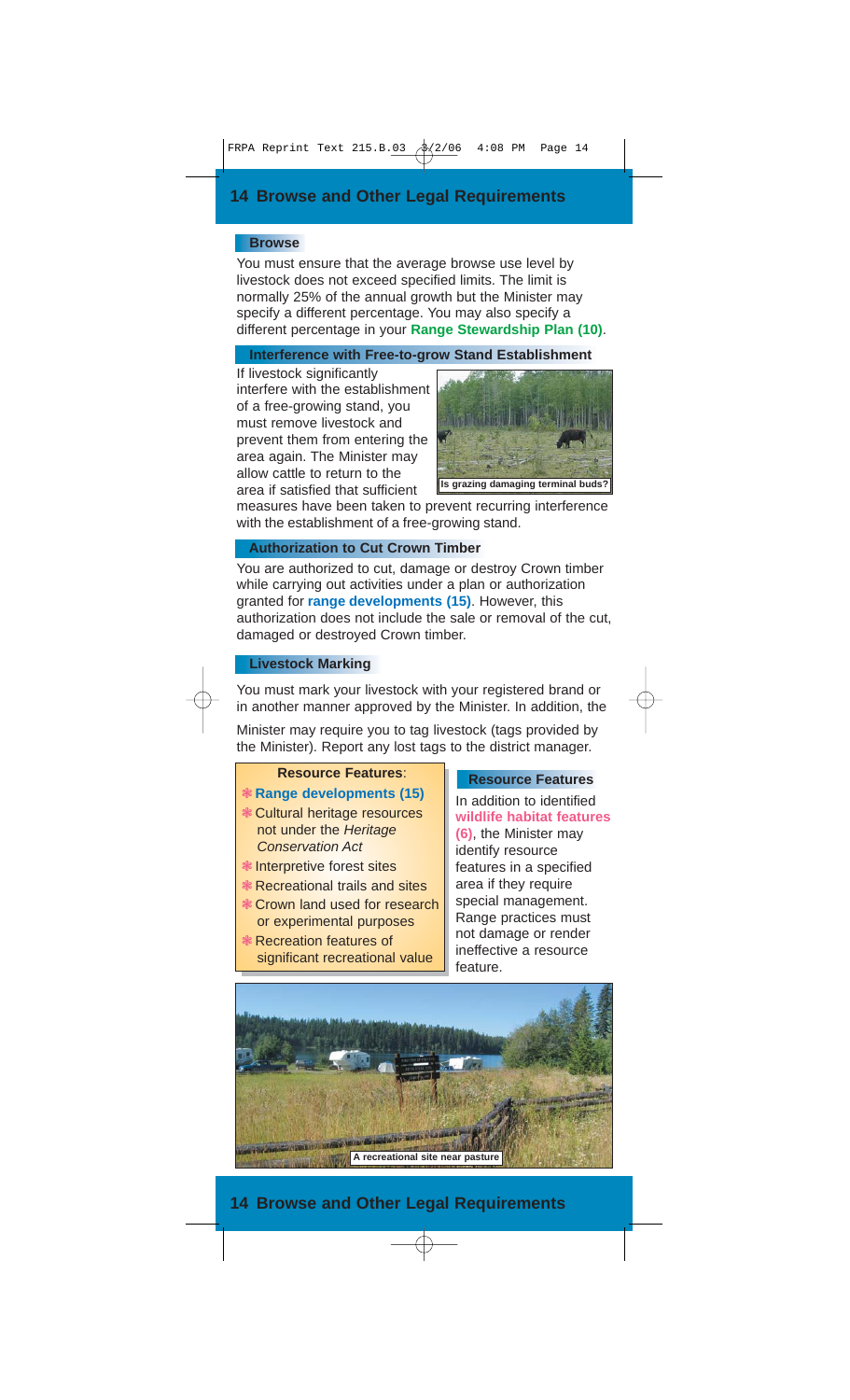# 14 Browse and Other Legal Requirements

## Browse

You must ensure that the average browse use level by livestock does not exceed specified limits. The limit is normally 25% of the annual growth but the Minister may specify a different percentage. You may also specify a different percentage in your **Range Stewardship Plan (10)**.

## Interference with Free-to-grow Stand Establishment

If livestock significantly interfere with the establishment of a free-growing stand, you must remove livestock and prevent them from entering the area again. The Minister may allow cattle to return to the area if satisfied that sufficient measures have been taken to prevent recurring interference with the establishment of a free-growing stand.

Is grazing damaging terminal buds?

## Authorization to Cut Crown Timber

You are authorized to cut, damage or destroy Crown timber while carrying out activities under a plan or authorization granted for **range developments (15)**. However, this authorization does not include the sale or removal of the cut, damaged or destroyed Crown timber.

## Livestock Marking

You must mark your livestock with your registered brand or in another manner approved by the Minister. In addition, the Minister may require you to tag livestock (tags provided by the Minister). Report any lost tags to the district manager.

**Resource Features**:

- **Range developments (15)**
- Cultural heritage resources not under the *Heritage Conservation Act*
- Interpretive forest sites
- Recreational trails and sites
- Crown land used for research or experimental purposes
- Recreation features of significant recreational value

## Resource Features

In addition to identified **wildlife habitat features (6)**, the Minister may identify resource features in a specified area if they require special management. Range practices must not damage or render ineffective a resource feature.

A recreational site near pasture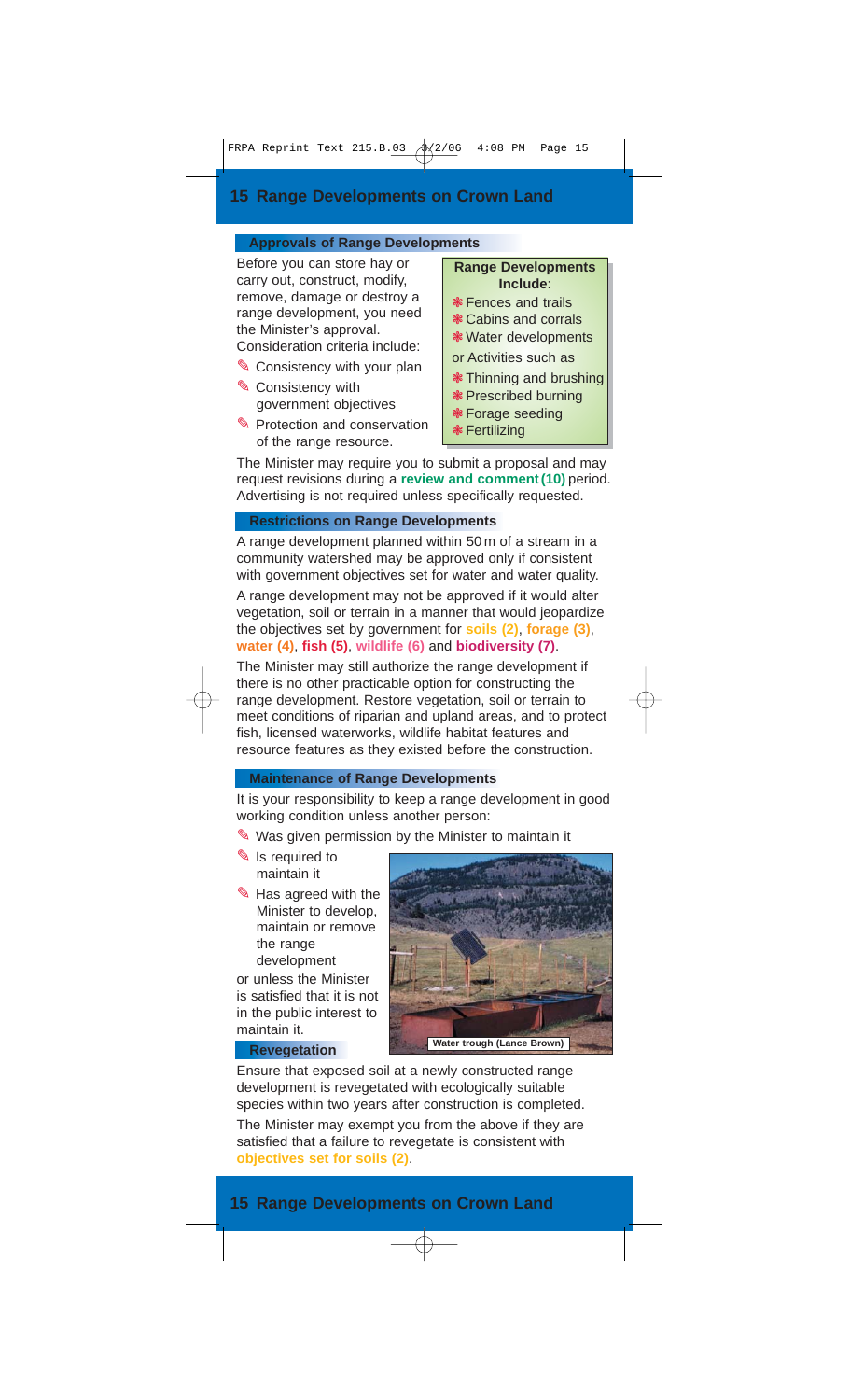# 15 Range Developments on Crown Land

## Approvals of Range Developments

Before you can store hay or carry out, construct, modify, remove, damage or destroy a range development, you need the Minister's approval. Consideration criteria include:

- Consistency with your plan
- Consistency with government objectives
- Protection and conservation of the range resource.

**Range Developments Include:**

- Fences and trails
- Cabins and corrals
- Water developments

or Activities such as

- Thinning and brushing
- Prescribed burning
- Forage seeding
- Fertilizing

The Minister may require you to submit a proposal and may request revisions during a **review and comment (10)** period. Advertising is not required unless specifically requested.

## Restrictions on Range Developments

A range development planned within 50 m of a stream in a community watershed may be approved only if consistent with government objectives set for water and water quality.

A range development may not be approved if it would alter vegetation, soil or terrain in a manner that would jeopardize the objectives set by government for **soils (2)**, **forage (3)**, **water (4)**, **fish (5)**, **wildlife (6)** and **biodiversity (7)**.

The Minister may still authorize the range development if there is no other practicable option for constructing the range development. Restore vegetation, soil or terrain to meet conditions of riparian and upland areas, and to protect fish, licensed waterworks, wildlife habitat features and resource features as they existed before the construction.

## Maintenance of Range Developments

It is your responsibility to keep a range development in good working condition unless another person:

- Was given permission by the Minister to maintain it
- Is required to maintain it
- Has agreed with the Minister to develop, maintain or remove the range development

or unless the Minister is satisfied that it is not in the public interest to maintain it.

Water trough (Lance Brown)

## Revegetation

Ensure that exposed soil at a newly constructed range development is revegetated with ecologically suitable species within two years after construction is completed.

The Minister may exempt you from the above if they are satisfied that a failure to revegetate is consistent with **objectives set for soils (2)**.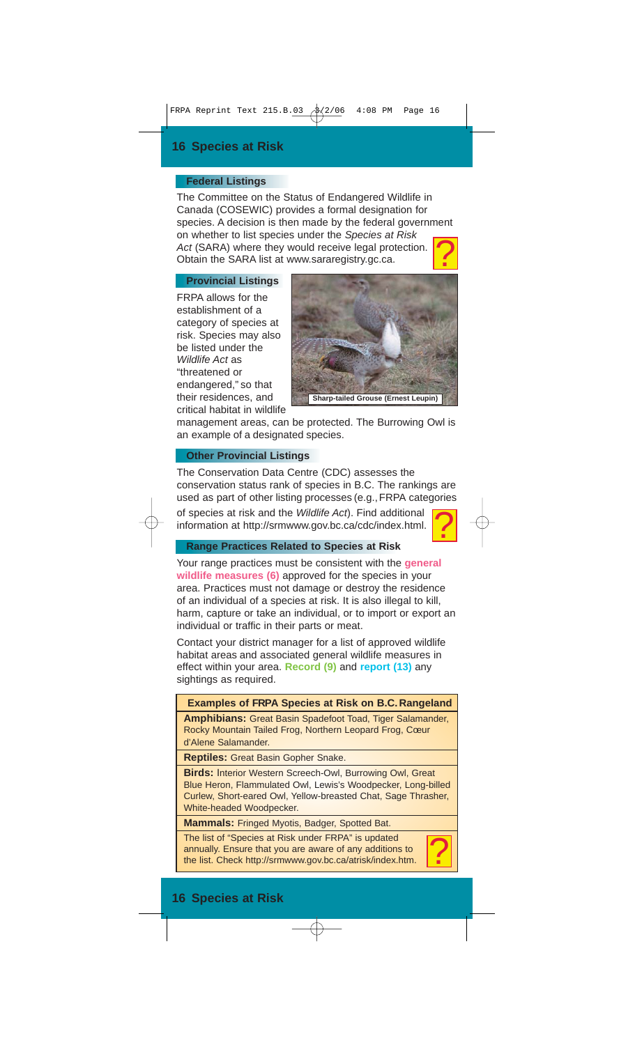# 16 Species at Risk

## Federal Listings

The Committee on the Status of Endangered Wildlife in Canada (COSEWIC) provides a formal designation for species. A decision is then made by the federal government on whether to list species under the *Species at Risk Act* (SARA) where they would receive legal protection. Obtain the SARA list at www.sararegistry.gc.ca.

## Provincial Listings

FRPA allows for the establishment of a category of species at risk. Species may also be listed under the *Wildlife Act* as "threatened or endangered," so that their residences, and critical habitat in wildlife management areas, can be protected. The Burrowing Owl is an example of a designated species.

Sharp-tailed Grouse (Ernest Leupin)

## Other Provincial Listings

The Conservation Data Centre (CDC) assesses the conservation status rank of species in B.C. The rankings are used as part of other listing processes (e.g., FRPA categories of species at risk and the *Wildlife Act*). Find additional information at http://srmwww.gov.bc.ca/cdc/index.html.

## Range Practices Related to Species at Risk

Your range practices must be consistent with the **general wildlife measures (6)** approved for the species in your area. Practices must not damage or destroy the residence of an individual of a species at risk. It is also illegal to kill, harm, capture or take an individual, or to import or export an individual or traffic in their parts or meat.

Contact your district manager for a list of approved wildlife habitat areas and associated general wildlife measures in effect within your area. **Record (9)** and **report (13)** any sightings as required.

| Examples of FRPA Species at Risk on B.C. Rangeland |
|---|
| **Amphibians:** Great Basin Spadefoot Toad, Tiger Salamander, Rocky Mountain Tailed Frog, Northern Leopard Frog, Cœur d'Alene Salamander. |
| **Reptiles:** Great Basin Gopher Snake. |
| **Birds:** Interior Western Screech-Owl, Burrowing Owl, Great Blue Heron, Flammulated Owl, Lewis's Woodpecker, Long-billed Curlew, Short-eared Owl, Yellow-breasted Chat, Sage Thrasher, White-headed Woodpecker. |
| **Mammals:** Fringed Myotis, Badger, Spotted Bat. |
| The list of "Species at Risk under FRPA" is updated annually. Ensure that you are aware of any additions to the list. Check http://srmwww.gov.bc.ca/atrisk/index.htm. |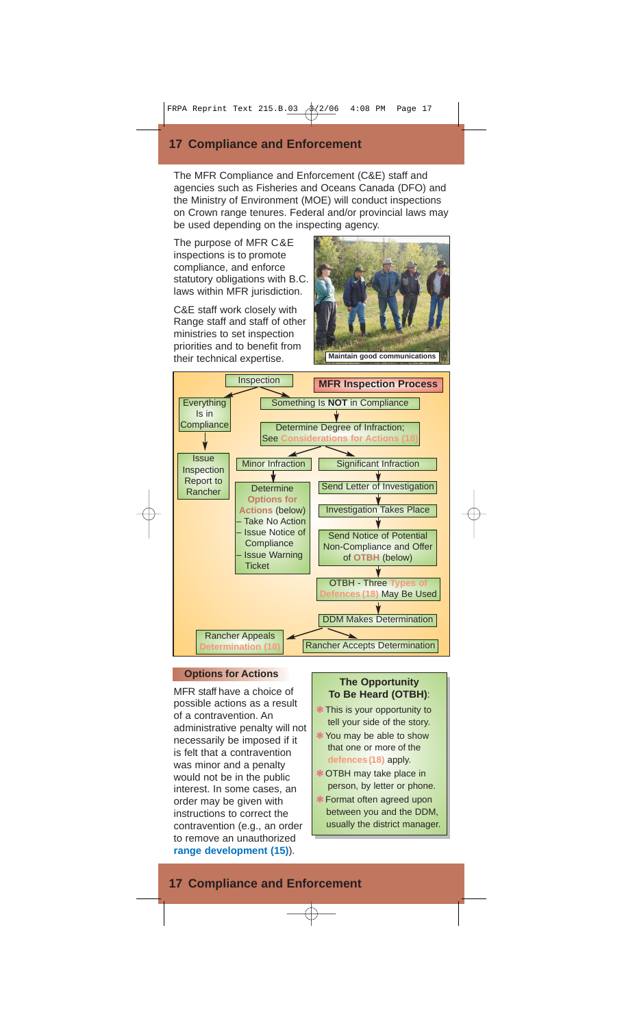## 17 Compliance and Enforcement

The MFR Compliance and Enforcement (C&E) staff and agencies such as Fisheries and Oceans Canada (DFO) and the Ministry of Environment (MOE) will conduct inspections on Crown range tenures. Federal and/or provincial laws may be used depending on the inspecting agency.

The purpose of MFR C&E inspections is to promote compliance, and enforce statutory obligations with B.C. laws within MFR jurisdiction.

C&E staff work closely with Range staff and staff of other ministries to set inspection priorities and to benefit from their technical expertise.

Maintain good communications

### MFR Inspection Process

- Inspection
  - Everything Is in Compliance
    - Issue Inspection Report to Rancher
  - Something Is **NOT** in Compliance
    - Determine Degree of Infraction; See **Considerations for Actions (18)**
      - Minor Infraction
        - Determine **Options for Actions** (below)
          - – Take No Action
          - – Issue Notice of Compliance
          - – Issue Warning Ticket
      - Significant Infraction
        - Send Letter of Investigation
        - Investigation Takes Place
        - Send Notice of Potential Non-Compliance and Offer of **OTBH** (below)
        - OTBH - Three **Types of Defences (18)** May Be Used
        - DDM Makes Determination
          - Rancher Appeals **Determination (18)**
          - Rancher Accepts Determination

### Options for Actions

MFR staff have a choice of possible actions as a result of a contravention. An administrative penalty will not necessarily be imposed if it is felt that a contravention was minor and a penalty would not be in the public interest. In some cases, an order may be given with instructions to correct the contravention (e.g., an order to remove an unauthorized **range development (15)**).

**The Opportunity To Be Heard (OTBH):**

- This is your opportunity to tell your side of the story.
- You may be able to show that one or more of the **defences (18)** apply.
- OTBH may take place in person, by letter or phone.
- Format often agreed upon between you and the DDM, usually the district manager.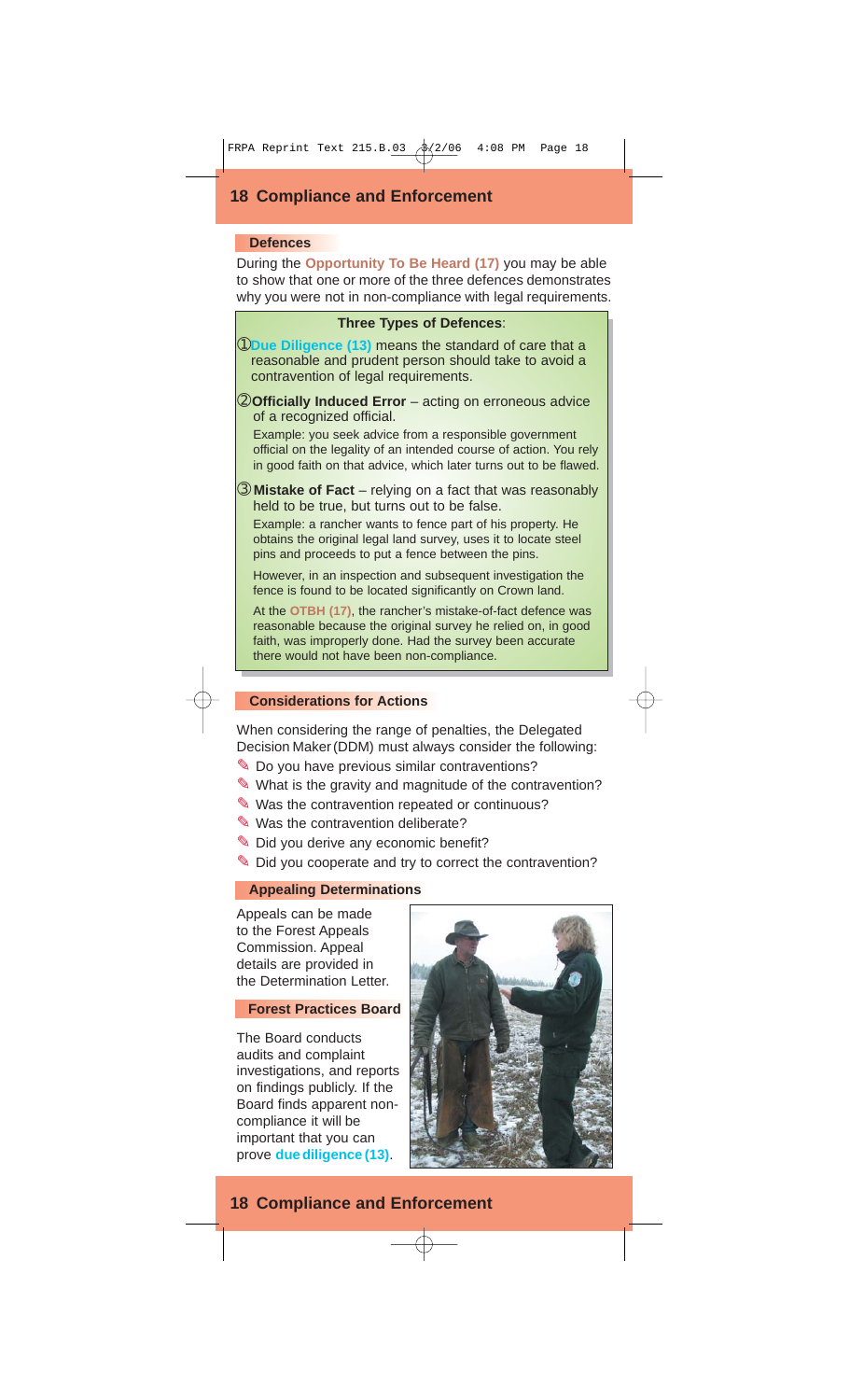## 18 Compliance and Enforcement

### Defences

During the **Opportunity To Be Heard (17)** you may be able to show that one or more of the three defences demonstrates why you were not in non-compliance with legal requirements.

**Three Types of Defences**:

1. **Due Diligence (13)** means the standard of care that a reasonable and prudent person should take to avoid a contravention of legal requirements.

2. **Officially Induced Error** – acting on erroneous advice of a recognized official.

   Example: you seek advice from a responsible government official on the legality of an intended course of action. You rely in good faith on that advice, which later turns out to be flawed.

3. **Mistake of Fact** – relying on a fact that was reasonably held to be true, but turns out to be false.

   Example: a rancher wants to fence part of his property. He obtains the original legal land survey, uses it to locate steel pins and proceeds to put a fence between the pins.

   However, in an inspection and subsequent investigation the fence is found to be located significantly on Crown land.

   At the **OTBH (17)**, the rancher's mistake-of-fact defence was reasonable because the original survey he relied on, in good faith, was improperly done. Had the survey been accurate there would not have been non-compliance.

### Considerations for Actions

When considering the range of penalties, the Delegated Decision Maker (DDM) must always consider the following:

- Do you have previous similar contraventions?
- What is the gravity and magnitude of the contravention?
- Was the contravention repeated or continuous?
- Was the contravention deliberate?
- Did you derive any economic benefit?
- Did you cooperate and try to correct the contravention?

### Appealing Determinations

Appeals can be made to the Forest Appeals Commission. Appeal details are provided in the Determination Letter.

### Forest Practices Board

The Board conducts audits and complaint investigations, and reports on findings publicly. If the Board finds apparent non-compliance it will be important that you can prove **due diligence (13)**.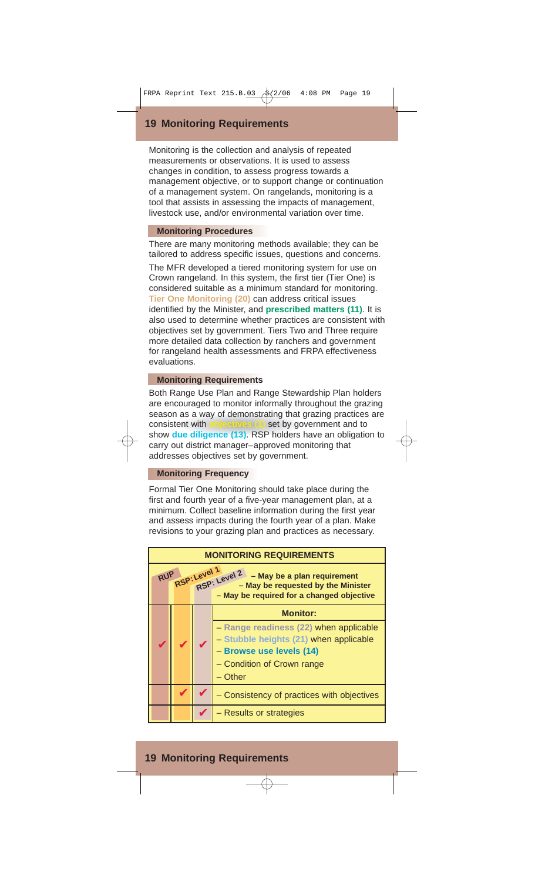## 19 Monitoring Requirements

Monitoring is the collection and analysis of repeated measurements or observations. It is used to assess changes in condition, to assess progress towards a management objective, or to support change or continuation of a management system. On rangelands, monitoring is a tool that assists in assessing the impacts of management, livestock use, and/or environmental variation over time.

### Monitoring Procedures

There are many monitoring methods available; they can be tailored to address specific issues, questions and concerns.

The MFR developed a tiered monitoring system for use on Crown rangeland. In this system, the first tier (Tier One) is considered suitable as a minimum standard for monitoring. **Tier One Monitoring (20)** can address critical issues identified by the Minister, and **prescribed matters (11)**. It is also used to determine whether practices are consistent with objectives set by government. Tiers Two and Three require more detailed data collection by ranchers and government for rangeland health assessments and FRPA effectiveness evaluations.

### Monitoring Requirements

Both Range Use Plan and Range Stewardship Plan holders are encouraged to monitor informally throughout the grazing season as a way of demonstrating that grazing practices are consistent with **objectives (1)** set by government and to show **due diligence (13)**. RSP holders have an obligation to carry out district manager–approved monitoring that addresses objectives set by government.

### Monitoring Frequency

Formal Tier One Monitoring should take place during the first and fourth year of a five-year management plan, at a minimum. Collect baseline information during the first year and assess impacts during the fourth year of a plan. Make revisions to your grazing plan and practices as necessary.

**MONITORING REQUIREMENTS**

| RUP | RSP: Level 1 | RSP: Level 2 | – May be a plan requirement<br>– May be requested by the Minister<br>– May be required for a changed objective |
|---|---|---|---|
| | | | **Monitor:** |
| ✔ | ✔ | ✔ | – **Range readiness (22)** when applicable<br>– **Stubble heights (21)** when applicable<br>– **Browse use levels (14)**<br>– Condition of Crown range<br>– Other |
| | ✔ | ✔ | – Consistency of practices with objectives |
| | | ✔ | – Results or strategies |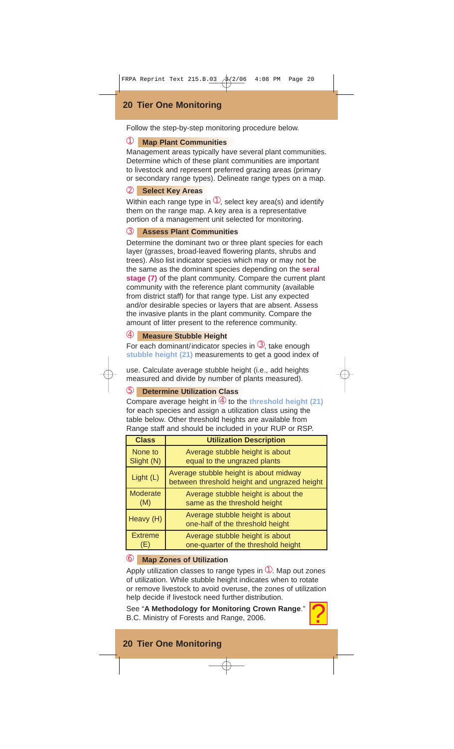## 20 Tier One Monitoring

Follow the step-by-step monitoring procedure below.

### ① Map Plant Communities

Management areas typically have several plant communities. Determine which of these plant communities are important to livestock and represent preferred grazing areas (primary or secondary range types). Delineate range types on a map.

### ② Select Key Areas

Within each range type in ①, select key area(s) and identify them on the range map. A key area is a representative portion of a management unit selected for monitoring.

### ③ Assess Plant Communities

Determine the dominant two or three plant species for each layer (grasses, broad-leaved flowering plants, shrubs and trees). Also list indicator species which may or may not be the same as the dominant species depending on the **seral stage (7)** of the plant community. Compare the current plant community with the reference plant community (available from district staff) for that range type. List any expected and/or desirable species or layers that are absent. Assess the invasive plants in the plant community. Compare the amount of litter present to the reference community.

### ④ Measure Stubble Height

For each dominant/indicator species in ③, take enough **stubble height (21)** measurements to get a good index of use. Calculate average stubble height (i.e., add heights measured and divide by number of plants measured).

### ⑤ Determine Utilization Class

Compare average height in ④ to the **threshold height (21)** for each species and assign a utilization class using the table below. Other threshold heights are available from Range staff and should be included in your RUP or RSP.

| Class | Utilization Description |
|---|---|
| None to Slight (N) | Average stubble height is about equal to the ungrazed plants |
| Light (L) | Average stubble height is about midway between threshold height and ungrazed height |
| Moderate (M) | Average stubble height is about the same as the threshold height |
| Heavy (H) | Average stubble height is about one-half of the threshold height |
| Extreme (E) | Average stubble height is about one-quarter of the threshold height |

### ⑥ Map Zones of Utilization

Apply utilization classes to range types in ①. Map out zones of utilization. While stubble height indicates when to rotate or remove livestock to avoid overuse, the zones of utilization help decide if livestock need further distribution.

See "**A Methodology for Monitoring Crown Range**." B.C. Ministry of Forests and Range, 2006.

?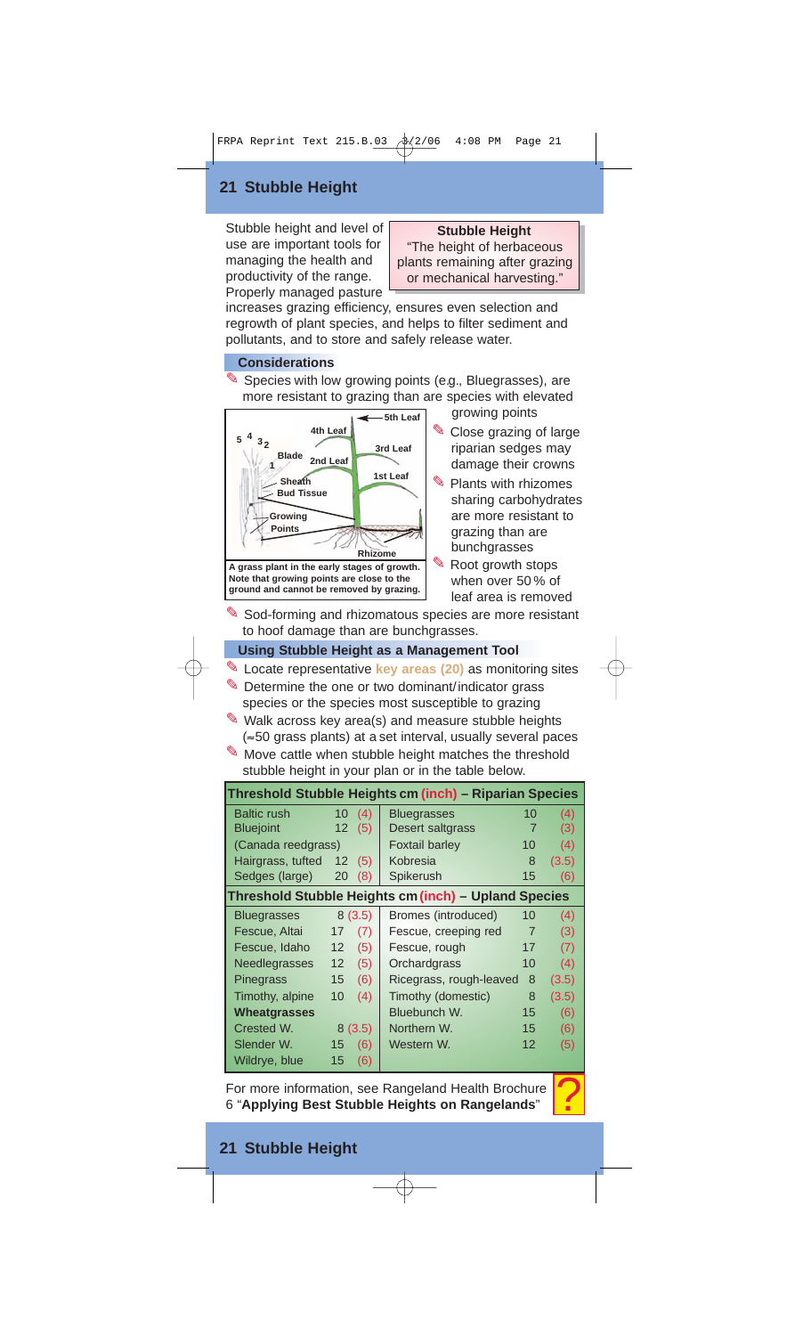# 21 Stubble Height

Stubble height and level of use are important tools for managing the health and productivity of the range. Properly managed pasture increases grazing efficiency, ensures even selection and regrowth of plant species, and helps to filter sediment and pollutants, and to store and safely release water.

**Stubble Height**

"The height of herbaceous plants remaining after grazing or mechanical harvesting."

## Considerations

- Species with low growing points (e.g., Bluegrasses), are more resistant to grazing than are species with elevated growing points
- Close grazing of large riparian sedges may damage their crowns
- Plants with rhizomes sharing carbohydrates are more resistant to grazing than are bunchgrasses
- Root growth stops when over 50 % of leaf area is removed

A grass plant in the early stages of growth. Note that growing points are close to the ground and cannot be removed by grazing.

- Sod-forming and rhizomatous species are more resistant to hoof damage than are bunchgrasses.

## Using Stubble Height as a Management Tool

- Locate representative key areas (20) as monitoring sites
- Determine the one or two dominant/indicator grass species or the species most susceptible to grazing
- Walk across key area(s) and measure stubble heights (≈50 grass plants) at a set interval, usually several paces
- Move cattle when stubble height matches the threshold stubble height in your plan or in the table below.

| Threshold Stubble Heights cm (inch) – Riparian Species | | | | | |
|---|---|---|---|---|---|
| Baltic rush | 10 | (4) | Bluegrasses | 10 | (4) |
| Bluejoint | 12 | (5) | Desert saltgrass | 7 | (3) |
| (Canada reedgrass) | | | Foxtail barley | 10 | (4) |
| Hairgrass, tufted | 12 | (5) | Kobresia | 8 | (3.5) |
| Sedges (large) | 20 | (8) | Spikerush | 15 | (6) |
| **Threshold Stubble Heights cm (inch) – Upland Species** | | | | | |
| Bluegrasses | 8 | (3.5) | Bromes (introduced) | 10 | (4) |
| Fescue, Altai | 17 | (7) | Fescue, creeping red | 7 | (3) |
| Fescue, Idaho | 12 | (5) | Fescue, rough | 17 | (7) |
| Needlegrasses | 12 | (5) | Orchardgrass | 10 | (4) |
| Pinegrass | 15 | (6) | Ricegrass, rough-leaved | 8 | (3.5) |
| Timothy, alpine | 10 | (4) | Timothy (domestic) | 8 | (3.5) |
| **Wheatgrasses** | | | Bluebunch W. | 15 | (6) |
| Crested W. | 8 | (3.5) | Northern W. | 15 | (6) |
| Slender W. | 15 | (6) | Western W. | 12 | (5) |
| Wildrye, blue | 15 | (6) | | | |

For more information, see Rangeland Health Brochure 6 "**Applying Best Stubble Heights on Rangelands**"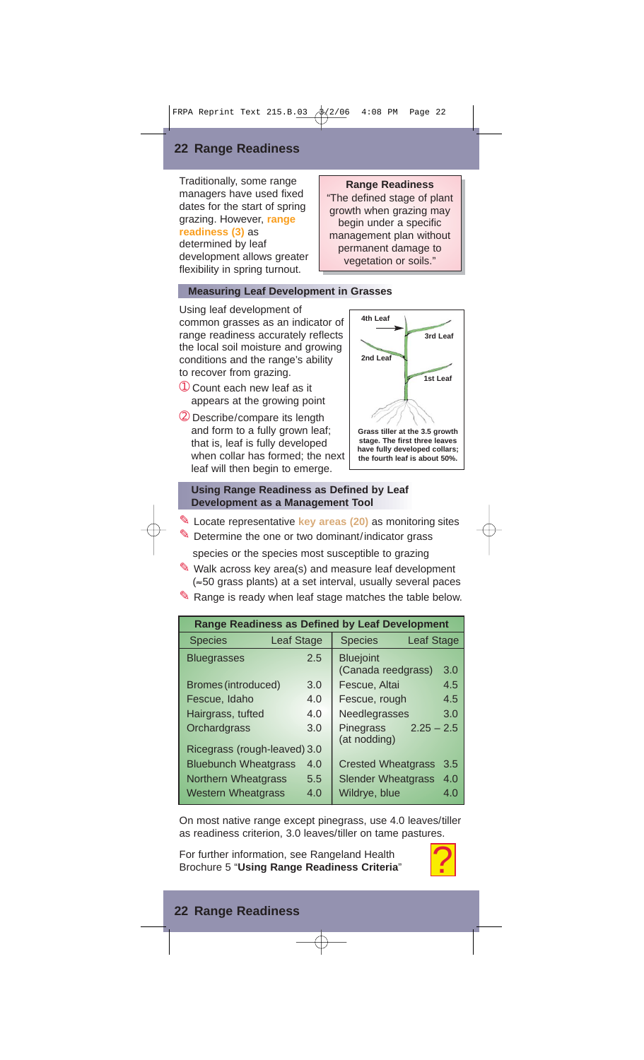# 22 Range Readiness

Traditionally, some range managers have used fixed dates for the start of spring grazing. However, **range readiness (3)** as determined by leaf development allows greater flexibility in spring turnout.

**Range Readiness**

"The defined stage of plant growth when grazing may begin under a specific management plan without permanent damage to vegetation or soils."

## Measuring Leaf Development in Grasses

Using leaf development of common grasses as an indicator of range readiness accurately reflects the local soil moisture and growing conditions and the range's ability to recover from grazing.

① Count each new leaf as it appears at the growing point

② Describe/compare its length and form to a fully grown leaf; that is, leaf is fully developed when collar has formed; the next leaf will then begin to emerge.

4th Leaf
3rd Leaf
2nd Leaf
1st Leaf

**Grass tiller at the 3.5 growth stage. The first three leaves have fully developed collars; the fourth leaf is about 50%.**

## Using Range Readiness as Defined by Leaf Development as a Management Tool

- Locate representative **key areas (20)** as monitoring sites
- Determine the one or two dominant/indicator grass species or the species most susceptible to grazing
- Walk across key area(s) and measure leaf development (≈50 grass plants) at a set interval, usually several paces
- Range is ready when leaf stage matches the table below.

**Range Readiness as Defined by Leaf Development**

| Species | Leaf Stage | Species | Leaf Stage |
|---|---|---|---|
| Bluegrasses | 2.5 | Bluejoint (Canada reedgrass) | 3.0 |
| Bromes (introduced) | 3.0 | Fescue, Altai | 4.5 |
| Fescue, Idaho | 4.0 | Fescue, rough | 4.5 |
| Hairgrass, tufted | 4.0 | Needlegrasses | 3.0 |
| Orchardgrass | 3.0 | Pinegrass (at nodding) | 2.25 – 2.5 |
| Ricegrass (rough-leaved) | 3.0 | | |
| Bluebunch Wheatgrass | 4.0 | Crested Wheatgrass | 3.5 |
| Northern Wheatgrass | 5.5 | Slender Wheatgrass | 4.0 |
| Western Wheatgrass | 4.0 | Wildrye, blue | 4.0 |

On most native range except pinegrass, use 4.0 leaves/tiller as readiness criterion, 3.0 leaves/tiller on tame pastures.

For further information, see Rangeland Health Brochure 5 "**Using Range Readiness Criteria**"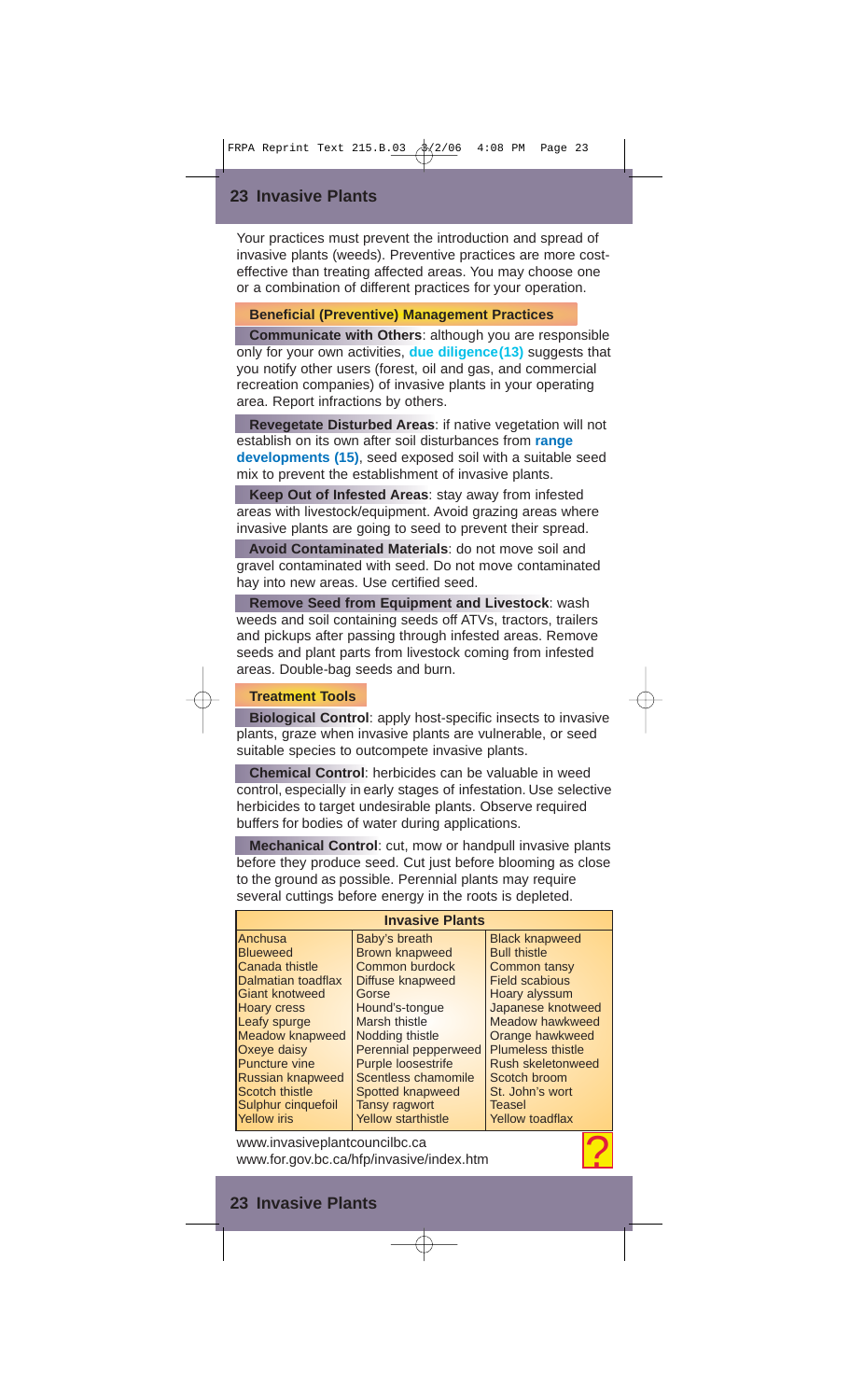# 23 Invasive Plants

Your practices must prevent the introduction and spread of invasive plants (weeds). Preventive practices are more cost-effective than treating affected areas. You may choose one or a combination of different practices for your operation.

## Beneficial (Preventive) Management Practices

**Communicate with Others**: although you are responsible only for your own activities, **due diligence(13)** suggests that you notify other users (forest, oil and gas, and commercial recreation companies) of invasive plants in your operating area. Report infractions by others.

**Revegetate Disturbed Areas**: if native vegetation will not establish on its own after soil disturbances from **range developments (15)**, seed exposed soil with a suitable seed mix to prevent the establishment of invasive plants.

**Keep Out of Infested Areas**: stay away from infested areas with livestock/equipment. Avoid grazing areas where invasive plants are going to seed to prevent their spread.

**Avoid Contaminated Materials**: do not move soil and gravel contaminated with seed. Do not move contaminated hay into new areas. Use certified seed.

**Remove Seed from Equipment and Livestock**: wash weeds and soil containing seeds off ATVs, tractors, trailers and pickups after passing through infested areas. Remove seeds and plant parts from livestock coming from infested areas. Double-bag seeds and burn.

## Treatment Tools

**Biological Control**: apply host-specific insects to invasive plants, graze when invasive plants are vulnerable, or seed suitable species to outcompete invasive plants.

**Chemical Control**: herbicides can be valuable in weed control, especially in early stages of infestation. Use selective herbicides to target undesirable plants. Observe required buffers for bodies of water during applications.

**Mechanical Control**: cut, mow or handpull invasive plants before they produce seed. Cut just before blooming as close to the ground as possible. Perennial plants may require several cuttings before energy in the roots is depleted.

| Invasive Plants | | |
|---|---|---|
| Anchusa | Baby's breath | Black knapweed |
| Blueweed | Brown knapweed | Bull thistle |
| Canada thistle | Common burdock | Common tansy |
| Dalmatian toadflax | Diffuse knapweed | Field scabious |
| Giant knotweed | Gorse | Hoary alyssum |
| Hoary cress | Hound's-tongue | Japanese knotweed |
| Leafy spurge | Marsh thistle | Meadow hawkweed |
| Meadow knapweed | Nodding thistle | Orange hawkweed |
| Oxeye daisy | Perennial pepperweed | Plumeless thistle |
| Puncture vine | Purple loosestrife | Rush skeletonweed |
| Russian knapweed | Scentless chamomile | Scotch broom |
| Scotch thistle | Spotted knapweed | St. John's wort |
| Sulphur cinquefoil | Tansy ragwort | Teasel |
| Yellow iris | Yellow starthistle | Yellow toadflax |

www.invasiveplantcouncilbc.ca
www.for.gov.bc.ca/hfp/invasive/index.htm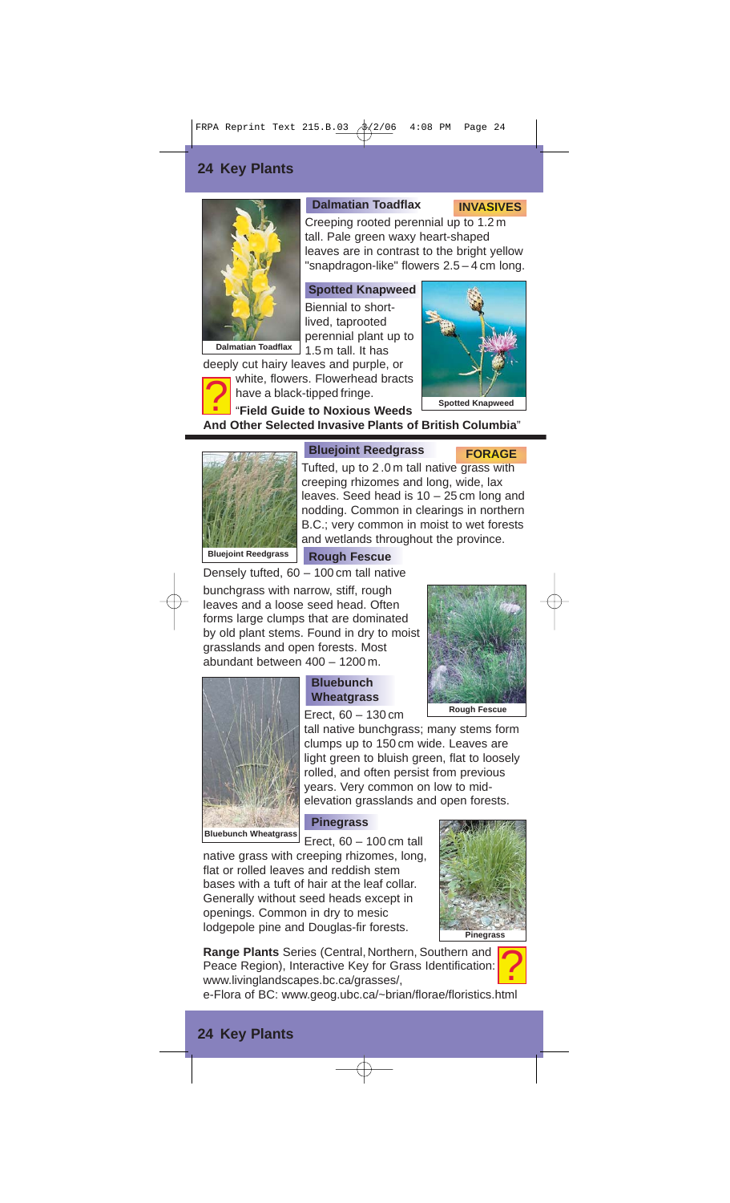# 24 Key Plants

## INVASIVES

### Dalmatian Toadflax

Creeping rooted perennial up to 1.2 m tall. Pale green waxy heart-shaped leaves are in contrast to the bright yellow "snapdragon-like" flowers 2.5 – 4 cm long.

Dalmatian Toadflax

### Spotted Knapweed

Biennial to short-lived, taprooted perennial plant up to 1.5 m tall. It has deeply cut hairy leaves and purple, or white, flowers. Flowerhead bracts have a black-tipped fringe.

Spotted Knapweed

? "**Field Guide to Noxious Weeds And Other Selected Invasive Plants of British Columbia**"

## FORAGE

### Bluejoint Reedgrass

Tufted, up to 2.0 m tall native grass with creeping rhizomes and long, wide, lax leaves. Seed head is 10 – 25 cm long and nodding. Common in clearings in northern B.C.; very common in moist to wet forests and wetlands throughout the province.

Bluejoint Reedgrass

### Rough Fescue

Densely tufted, 60 – 100 cm tall native bunchgrass with narrow, stiff, rough leaves and a loose seed head. Often forms large clumps that are dominated by old plant stems. Found in dry to moist grasslands and open forests. Most abundant between 400 – 1200 m.

Rough Fescue

### Bluebunch Wheatgrass

Erect, 60 – 130 cm tall native bunchgrass; many stems form clumps up to 150 cm wide. Leaves are light green to bluish green, flat to loosely rolled, and often persist from previous years. Very common on low to mid-elevation grasslands and open forests.

Bluebunch Wheatgrass

### Pinegrass

Erect, 60 – 100 cm tall native grass with creeping rhizomes, long, flat or rolled leaves and reddish stem bases with a tuft of hair at the leaf collar. Generally without seed heads except in openings. Common in dry to mesic lodgepole pine and Douglas-fir forests.

Pinegrass

? **Range Plants** Series (Central, Northern, Southern and Peace Region), Interactive Key for Grass Identification: www.livinglandscapes.bc.ca/grasses/,
e-Flora of BC: www.geog.ubc.ca/~brian/florae/floristics.html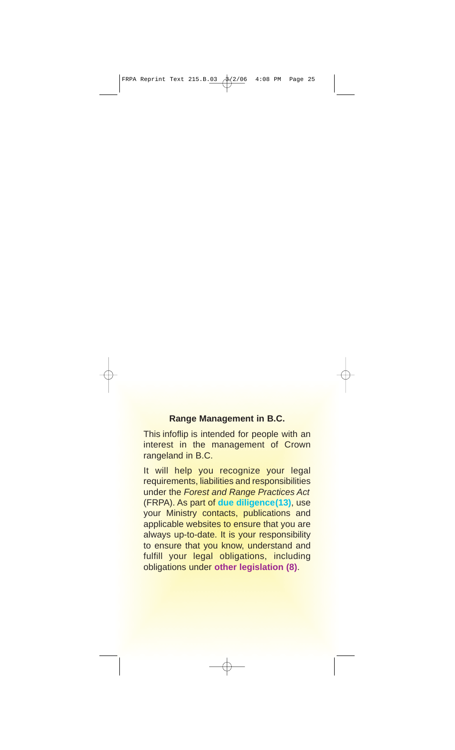**Range Management in B.C.**

This infoflip is intended for people with an interest in the management of Crown rangeland in B.C.

It will help you recognize your legal requirements, liabilities and responsibilities under the *Forest and Range Practices Act* (FRPA). As part of **due diligence(13)**, use your Ministry contacts, publications and applicable websites to ensure that you are always up-to-date. It is your responsibility to ensure that you know, understand and fulfill your legal obligations, including obligations under **other legislation (8)**.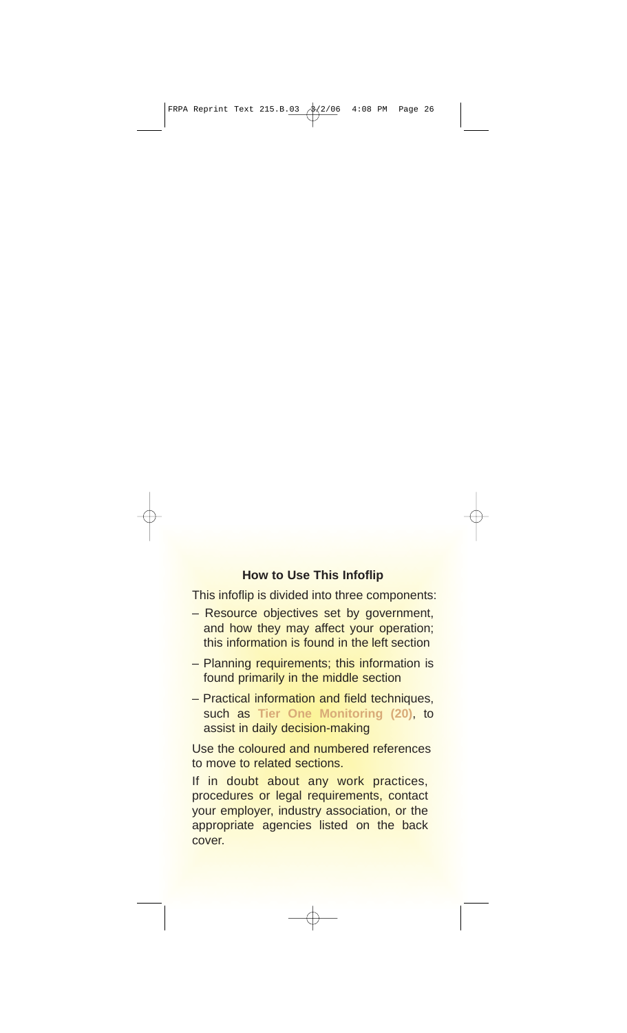### How to Use This Infoflip

This infoflip is divided into three components:

- Resource objectives set by government, and how they may affect your operation; this information is found in the left section
- Planning requirements; this information is found primarily in the middle section
- Practical information and field techniques, such as **Tier One Monitoring (20)**, to assist in daily decision-making

Use the coloured and numbered references to move to related sections.

If in doubt about any work practices, procedures or legal requirements, contact your employer, industry association, or the appropriate agencies listed on the back cover.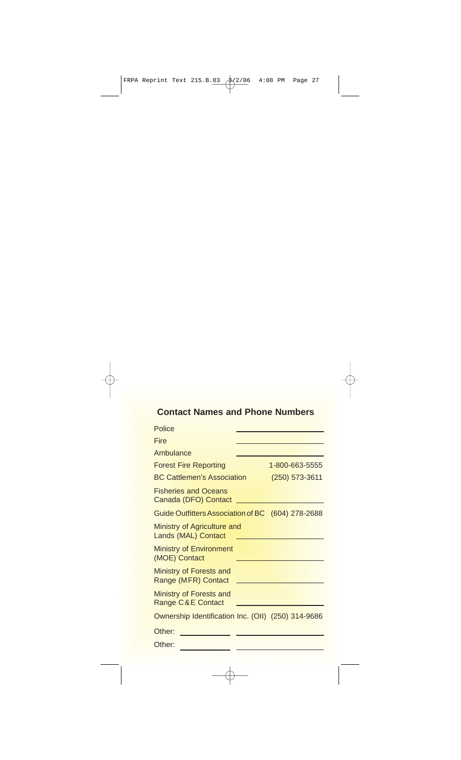## Contact Names and Phone Numbers

| | |
|---|---|
| Police | \_\_\_\_\_\_\_\_\_\_\_\_\_\_\_\_ |
| Fire | \_\_\_\_\_\_\_\_\_\_\_\_\_\_\_\_ |
| Ambulance | \_\_\_\_\_\_\_\_\_\_\_\_\_\_\_\_ |
| Forest Fire Reporting | 1-800-663-5555 |
| BC Cattlemen's Association | (250) 573-3611 |
| Fisheries and Oceans Canada (DFO) Contact | \_\_\_\_\_\_\_\_\_\_\_\_\_\_\_\_ |
| Guide Outfitters Association of BC | (604) 278-2688 |
| Ministry of Agriculture and Lands (MAL) Contact | \_\_\_\_\_\_\_\_\_\_\_\_\_\_\_\_ |
| Ministry of Environment (MOE) Contact | \_\_\_\_\_\_\_\_\_\_\_\_\_\_\_\_ |
| Ministry of Forests and Range (MFR) Contact | \_\_\_\_\_\_\_\_\_\_\_\_\_\_\_\_ |
| Ministry of Forests and Range C&E Contact | \_\_\_\_\_\_\_\_\_\_\_\_\_\_\_\_ |
| Ownership Identification Inc. (OII) | (250) 314-9686 |
| Other: \_\_\_\_\_\_\_\_\_\_ | \_\_\_\_\_\_\_\_\_\_\_\_\_\_\_\_ |
| Other: \_\_\_\_\_\_\_\_\_\_ | \_\_\_\_\_\_\_\_\_\_\_\_\_\_\_\_ |